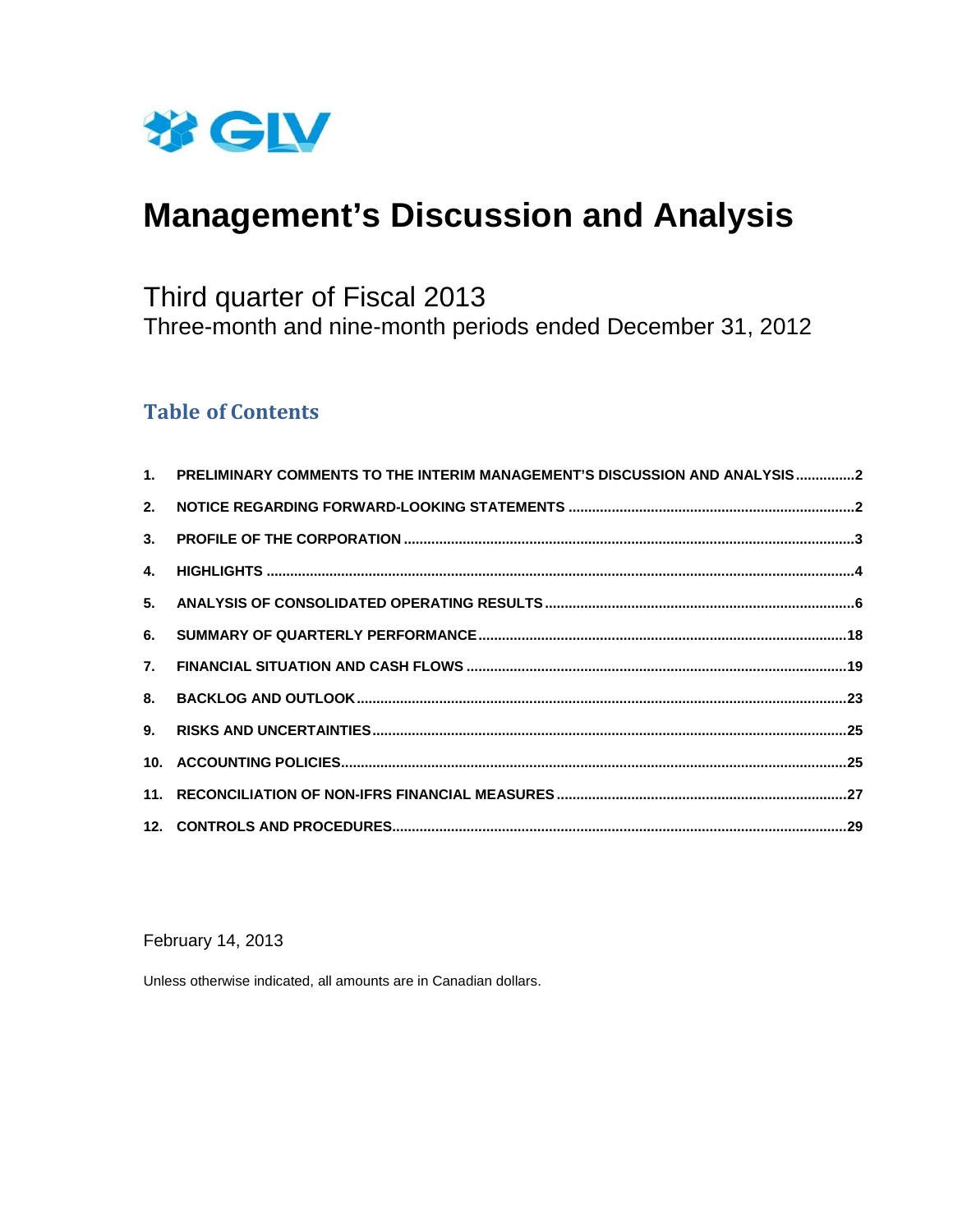GLV

# Management's Discussion and Analysis

## Third quarter of Fiscal 2013

Three-month and nine-month periods ended December 31, 2012

### Table of Contents

1. PRELIMINARY COMMENTS TO THE INTERIM MANAGEMENT'S DISCUSSION AND ANALYSIS ...............2
2. NOTICE REGARDING FORWARD-LOOKING STATEMENTS ...............2
3. PROFILE OF THE CORPORATION ...............3
4. HIGHLIGHTS ...............4
5. ANALYSIS OF CONSOLIDATED OPERATING RESULTS ...............6
6. SUMMARY OF QUARTERLY PERFORMANCE ...............18
7. FINANCIAL SITUATION AND CASH FLOWS ...............19
8. BACKLOG AND OUTLOOK ...............23
9. RISKS AND UNCERTAINTIES ...............25
10. ACCOUNTING POLICIES ...............25
11. RECONCILIATION OF NON-IFRS FINANCIAL MEASURES ...............27
12. CONTROLS AND PROCEDURES ...............29

February 14, 2013

Unless otherwise indicated, all amounts are in Canadian dollars.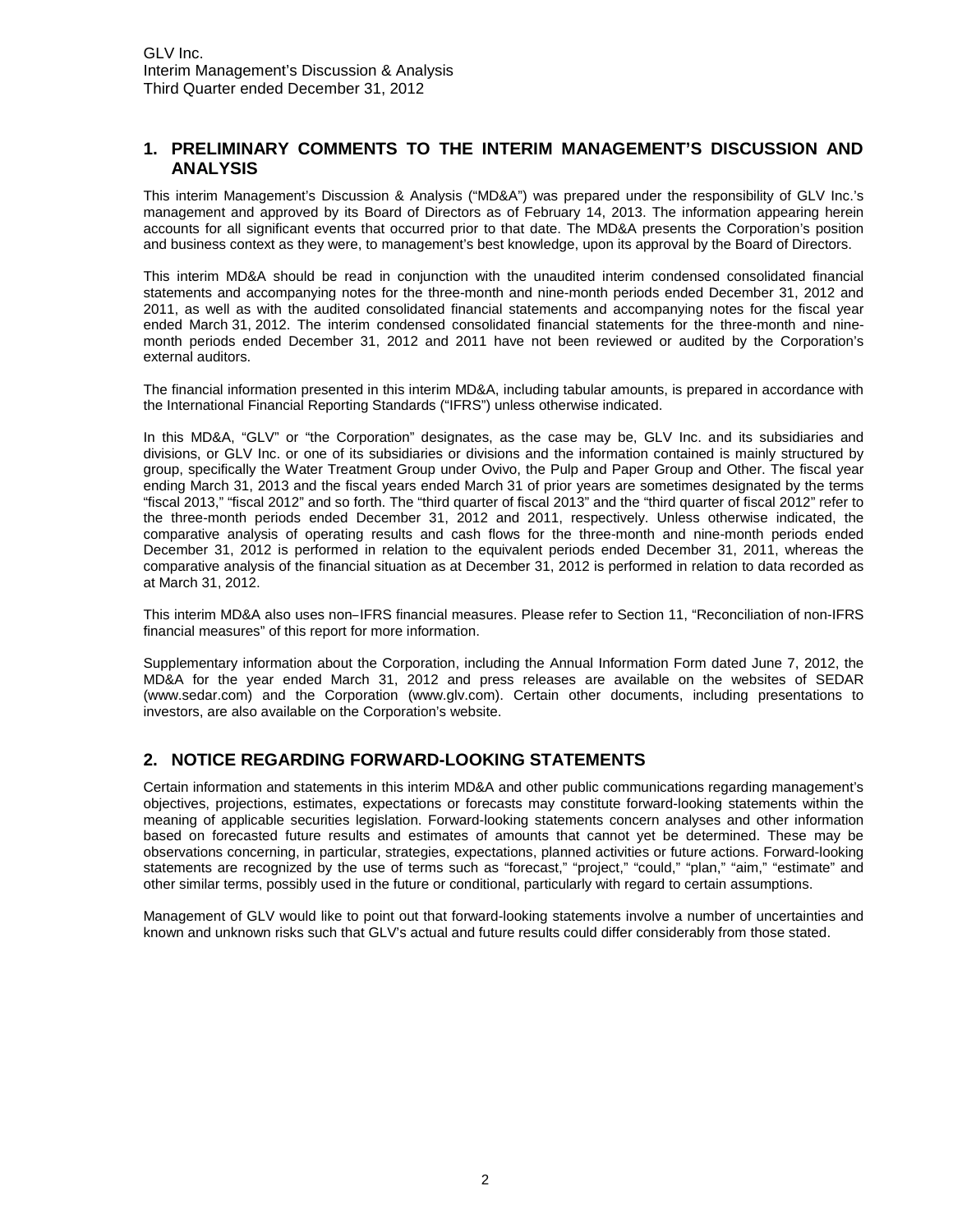## 1. PRELIMINARY COMMENTS TO THE INTERIM MANAGEMENT'S DISCUSSION AND ANALYSIS

This interim Management's Discussion & Analysis ("MD&A") was prepared under the responsibility of GLV Inc.'s management and approved by its Board of Directors as of February 14, 2013. The information appearing herein accounts for all significant events that occurred prior to that date. The MD&A presents the Corporation's position and business context as they were, to management's best knowledge, upon its approval by the Board of Directors.

This interim MD&A should be read in conjunction with the unaudited interim condensed consolidated financial statements and accompanying notes for the three-month and nine-month periods ended December 31, 2012 and 2011, as well as with the audited consolidated financial statements and accompanying notes for the fiscal year ended March 31, 2012. The interim condensed consolidated financial statements for the three-month and nine-month periods ended December 31, 2012 and 2011 have not been reviewed or audited by the Corporation's external auditors.

The financial information presented in this interim MD&A, including tabular amounts, is prepared in accordance with the International Financial Reporting Standards ("IFRS") unless otherwise indicated.

In this MD&A, "GLV" or "the Corporation" designates, as the case may be, GLV Inc. and its subsidiaries and divisions, or GLV Inc. or one of its subsidiaries or divisions and the information contained is mainly structured by group, specifically the Water Treatment Group under Ovivo, the Pulp and Paper Group and Other. The fiscal year ending March 31, 2013 and the fiscal years ended March 31 of prior years are sometimes designated by the terms "fiscal 2013," "fiscal 2012" and so forth. The "third quarter of fiscal 2013" and the "third quarter of fiscal 2012" refer to the three-month periods ended December 31, 2012 and 2011, respectively. Unless otherwise indicated, the comparative analysis of operating results and cash flows for the three-month and nine-month periods ended December 31, 2012 is performed in relation to the equivalent periods ended December 31, 2011, whereas the comparative analysis of the financial situation as at December 31, 2012 is performed in relation to data recorded as at March 31, 2012.

This interim MD&A also uses non-IFRS financial measures. Please refer to Section 11, "Reconciliation of non-IFRS financial measures" of this report for more information.

Supplementary information about the Corporation, including the Annual Information Form dated June 7, 2012, the MD&A for the year ended March 31, 2012 and press releases are available on the websites of SEDAR (www.sedar.com) and the Corporation (www.glv.com). Certain other documents, including presentations to investors, are also available on the Corporation's website.

## 2. NOTICE REGARDING FORWARD-LOOKING STATEMENTS

Certain information and statements in this interim MD&A and other public communications regarding management's objectives, projections, estimates, expectations or forecasts may constitute forward-looking statements within the meaning of applicable securities legislation. Forward-looking statements concern analyses and other information based on forecasted future results and estimates of amounts that cannot yet be determined. These may be observations concerning, in particular, strategies, expectations, planned activities or future actions. Forward-looking statements are recognized by the use of terms such as "forecast," "project," "could," "plan," "aim," "estimate" and other similar terms, possibly used in the future or conditional, particularly with regard to certain assumptions.

Management of GLV would like to point out that forward-looking statements involve a number of uncertainties and known and unknown risks such that GLV's actual and future results could differ considerably from those stated.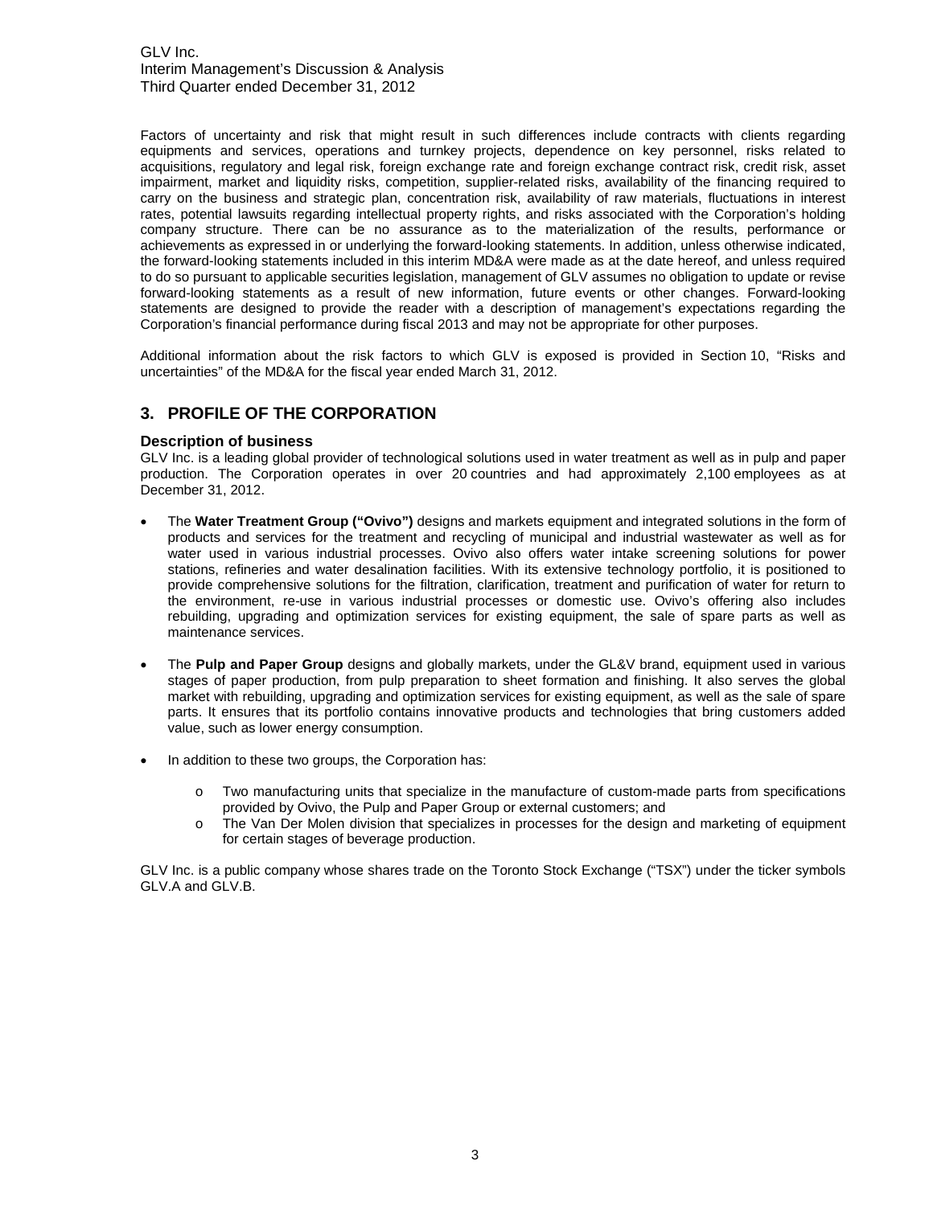Factors of uncertainty and risk that might result in such differences include contracts with clients regarding equipments and services, operations and turnkey projects, dependence on key personnel, risks related to acquisitions, regulatory and legal risk, foreign exchange rate and foreign exchange contract risk, credit risk, asset impairment, market and liquidity risks, competition, supplier-related risks, availability of the financing required to carry on the business and strategic plan, concentration risk, availability of raw materials, fluctuations in interest rates, potential lawsuits regarding intellectual property rights, and risks associated with the Corporation's holding company structure. There can be no assurance as to the materialization of the results, performance or achievements as expressed in or underlying the forward-looking statements. In addition, unless otherwise indicated, the forward-looking statements included in this interim MD&A were made as at the date hereof, and unless required to do so pursuant to applicable securities legislation, management of GLV assumes no obligation to update or revise forward-looking statements as a result of new information, future events or other changes. Forward-looking statements are designed to provide the reader with a description of management's expectations regarding the Corporation's financial performance during fiscal 2013 and may not be appropriate for other purposes.

Additional information about the risk factors to which GLV is exposed is provided in Section 10, "Risks and uncertainties" of the MD&A for the fiscal year ended March 31, 2012.

## 3. PROFILE OF THE CORPORATION

### Description of business

GLV Inc. is a leading global provider of technological solutions used in water treatment as well as in pulp and paper production. The Corporation operates in over 20 countries and had approximately 2,100 employees as at December 31, 2012.

- The **Water Treatment Group ("Ovivo")** designs and markets equipment and integrated solutions in the form of products and services for the treatment and recycling of municipal and industrial wastewater as well as for water used in various industrial processes. Ovivo also offers water intake screening solutions for power stations, refineries and water desalination facilities. With its extensive technology portfolio, it is positioned to provide comprehensive solutions for the filtration, clarification, treatment and purification of water for return to the environment, re-use in various industrial processes or domestic use. Ovivo's offering also includes rebuilding, upgrading and optimization services for existing equipment, the sale of spare parts as well as maintenance services.

- The **Pulp and Paper Group** designs and globally markets, under the GL&V brand, equipment used in various stages of paper production, from pulp preparation to sheet formation and finishing. It also serves the global market with rebuilding, upgrading and optimization services for existing equipment, as well as the sale of spare parts. It ensures that its portfolio contains innovative products and technologies that bring customers added value, such as lower energy consumption.

- In addition to these two groups, the Corporation has:

  - Two manufacturing units that specialize in the manufacture of custom-made parts from specifications provided by Ovivo, the Pulp and Paper Group or external customers; and
  - The Van Der Molen division that specializes in processes for the design and marketing of equipment for certain stages of beverage production.

GLV Inc. is a public company whose shares trade on the Toronto Stock Exchange ("TSX") under the ticker symbols GLV.A and GLV.B.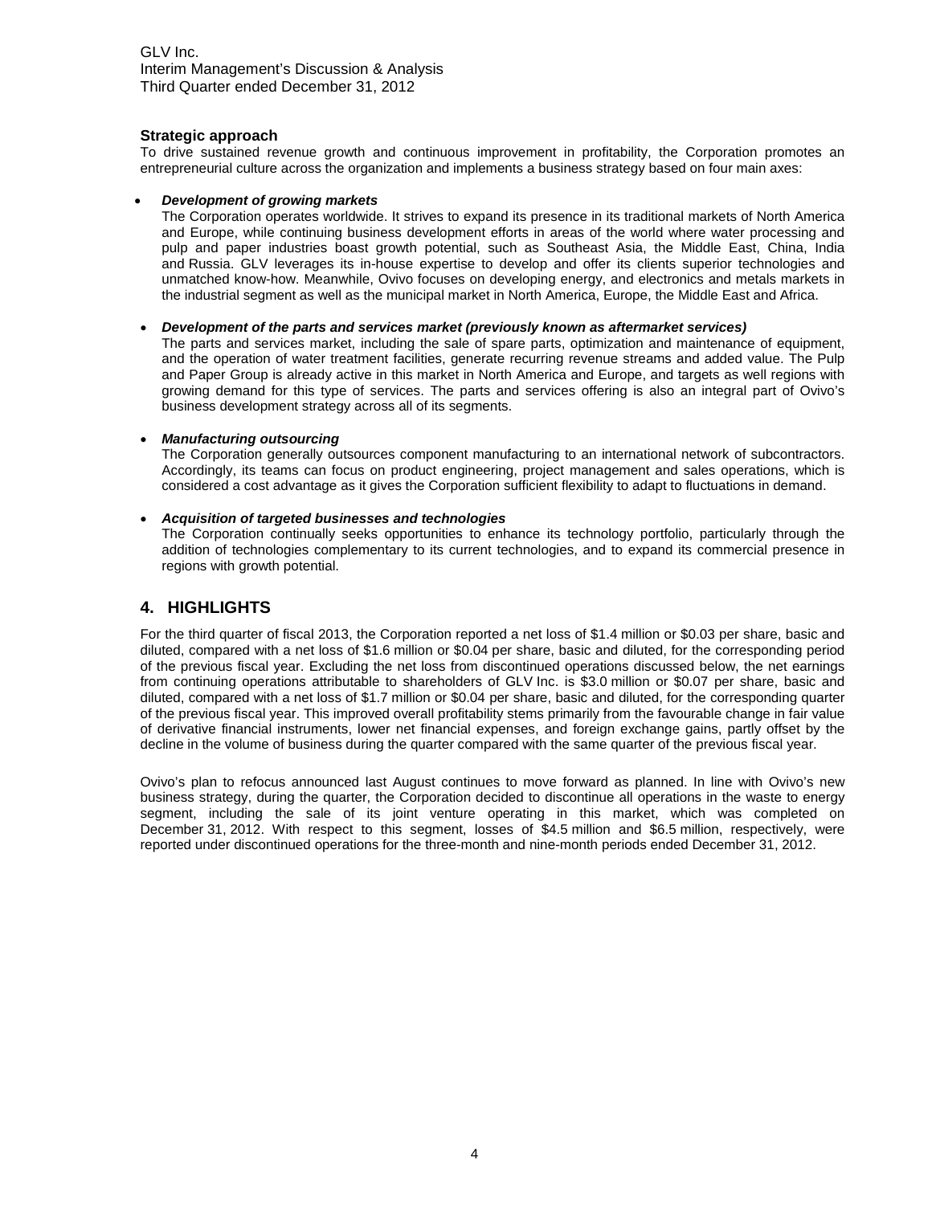### Strategic approach

To drive sustained revenue growth and continuous improvement in profitability, the Corporation promotes an entrepreneurial culture across the organization and implements a business strategy based on four main axes:

- ***Development of growing markets***
  The Corporation operates worldwide. It strives to expand its presence in its traditional markets of North America and Europe, while continuing business development efforts in areas of the world where water processing and pulp and paper industries boast growth potential, such as Southeast Asia, the Middle East, China, India and Russia. GLV leverages its in-house expertise to develop and offer its clients superior technologies and unmatched know-how. Meanwhile, Ovivo focuses on developing energy, and electronics and metals markets in the industrial segment as well as the municipal market in North America, Europe, the Middle East and Africa.

- ***Development of the parts and services market (previously known as aftermarket services)***
  The parts and services market, including the sale of spare parts, optimization and maintenance of equipment, and the operation of water treatment facilities, generate recurring revenue streams and added value. The Pulp and Paper Group is already active in this market in North America and Europe, and targets as well regions with growing demand for this type of services. The parts and services offering is also an integral part of Ovivo's business development strategy across all of its segments.

- ***Manufacturing outsourcing***
  The Corporation generally outsources component manufacturing to an international network of subcontractors. Accordingly, its teams can focus on product engineering, project management and sales operations, which is considered a cost advantage as it gives the Corporation sufficient flexibility to adapt to fluctuations in demand.

- ***Acquisition of targeted businesses and technologies***
  The Corporation continually seeks opportunities to enhance its technology portfolio, particularly through the addition of technologies complementary to its current technologies, and to expand its commercial presence in regions with growth potential.

## 4. HIGHLIGHTS

For the third quarter of fiscal 2013, the Corporation reported a net loss of $1.4 million or $0.03 per share, basic and diluted, compared with a net loss of $1.6 million or $0.04 per share, basic and diluted, for the corresponding period of the previous fiscal year. Excluding the net loss from discontinued operations discussed below, the net earnings from continuing operations attributable to shareholders of GLV Inc. is $3.0 million or $0.07 per share, basic and diluted, compared with a net loss of $1.7 million or $0.04 per share, basic and diluted, for the corresponding quarter of the previous fiscal year. This improved overall profitability stems primarily from the favourable change in fair value of derivative financial instruments, lower net financial expenses, and foreign exchange gains, partly offset by the decline in the volume of business during the quarter compared with the same quarter of the previous fiscal year.

Ovivo's plan to refocus announced last August continues to move forward as planned. In line with Ovivo's new business strategy, during the quarter, the Corporation decided to discontinue all operations in the waste to energy segment, including the sale of its joint venture operating in this market, which was completed on December 31, 2012. With respect to this segment, losses of $4.5 million and $6.5 million, respectively, were reported under discontinued operations for the three-month and nine-month periods ended December 31, 2012.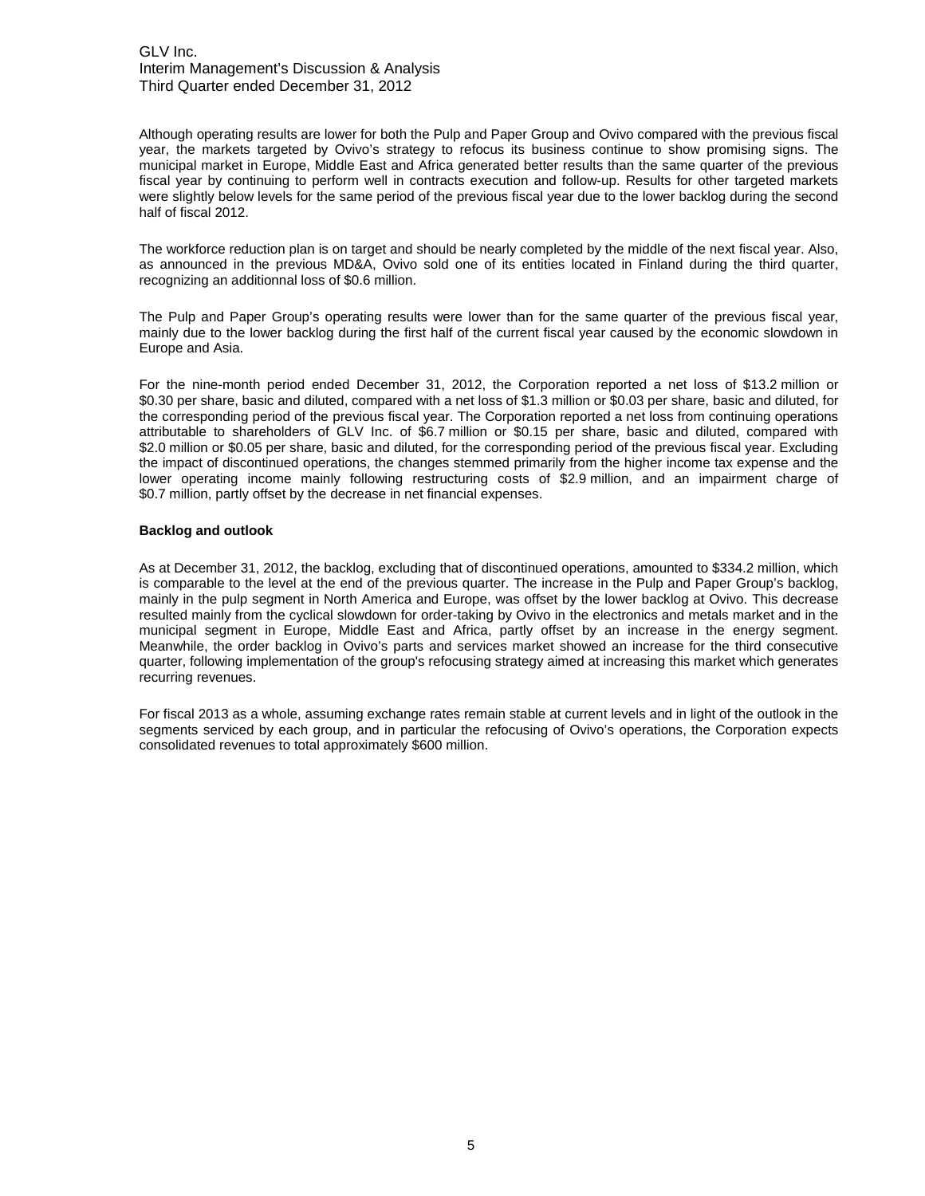Although operating results are lower for both the Pulp and Paper Group and Ovivo compared with the previous fiscal year, the markets targeted by Ovivo's strategy to refocus its business continue to show promising signs. The municipal market in Europe, Middle East and Africa generated better results than the same quarter of the previous fiscal year by continuing to perform well in contracts execution and follow-up. Results for other targeted markets were slightly below levels for the same period of the previous fiscal year due to the lower backlog during the second half of fiscal 2012.

The workforce reduction plan is on target and should be nearly completed by the middle of the next fiscal year. Also, as announced in the previous MD&A, Ovivo sold one of its entities located in Finland during the third quarter, recognizing an additionnal loss of $0.6 million.

The Pulp and Paper Group's operating results were lower than for the same quarter of the previous fiscal year, mainly due to the lower backlog during the first half of the current fiscal year caused by the economic slowdown in Europe and Asia.

For the nine-month period ended December 31, 2012, the Corporation reported a net loss of $13.2 million or $0.30 per share, basic and diluted, compared with a net loss of $1.3 million or $0.03 per share, basic and diluted, for the corresponding period of the previous fiscal year. The Corporation reported a net loss from continuing operations attributable to shareholders of GLV Inc. of $6.7 million or $0.15 per share, basic and diluted, compared with $2.0 million or $0.05 per share, basic and diluted, for the corresponding period of the previous fiscal year. Excluding the impact of discontinued operations, the changes stemmed primarily from the higher income tax expense and the lower operating income mainly following restructuring costs of $2.9 million, and an impairment charge of $0.7 million, partly offset by the decrease in net financial expenses.

**Backlog and outlook**

As at December 31, 2012, the backlog, excluding that of discontinued operations, amounted to $334.2 million, which is comparable to the level at the end of the previous quarter. The increase in the Pulp and Paper Group's backlog, mainly in the pulp segment in North America and Europe, was offset by the lower backlog at Ovivo. This decrease resulted mainly from the cyclical slowdown for order-taking by Ovivo in the electronics and metals market and in the municipal segment in Europe, Middle East and Africa, partly offset by an increase in the energy segment. Meanwhile, the order backlog in Ovivo's parts and services market showed an increase for the third consecutive quarter, following implementation of the group's refocusing strategy aimed at increasing this market which generates recurring revenues.

For fiscal 2013 as a whole, assuming exchange rates remain stable at current levels and in light of the outlook in the segments serviced by each group, and in particular the refocusing of Ovivo's operations, the Corporation expects consolidated revenues to total approximately $600 million.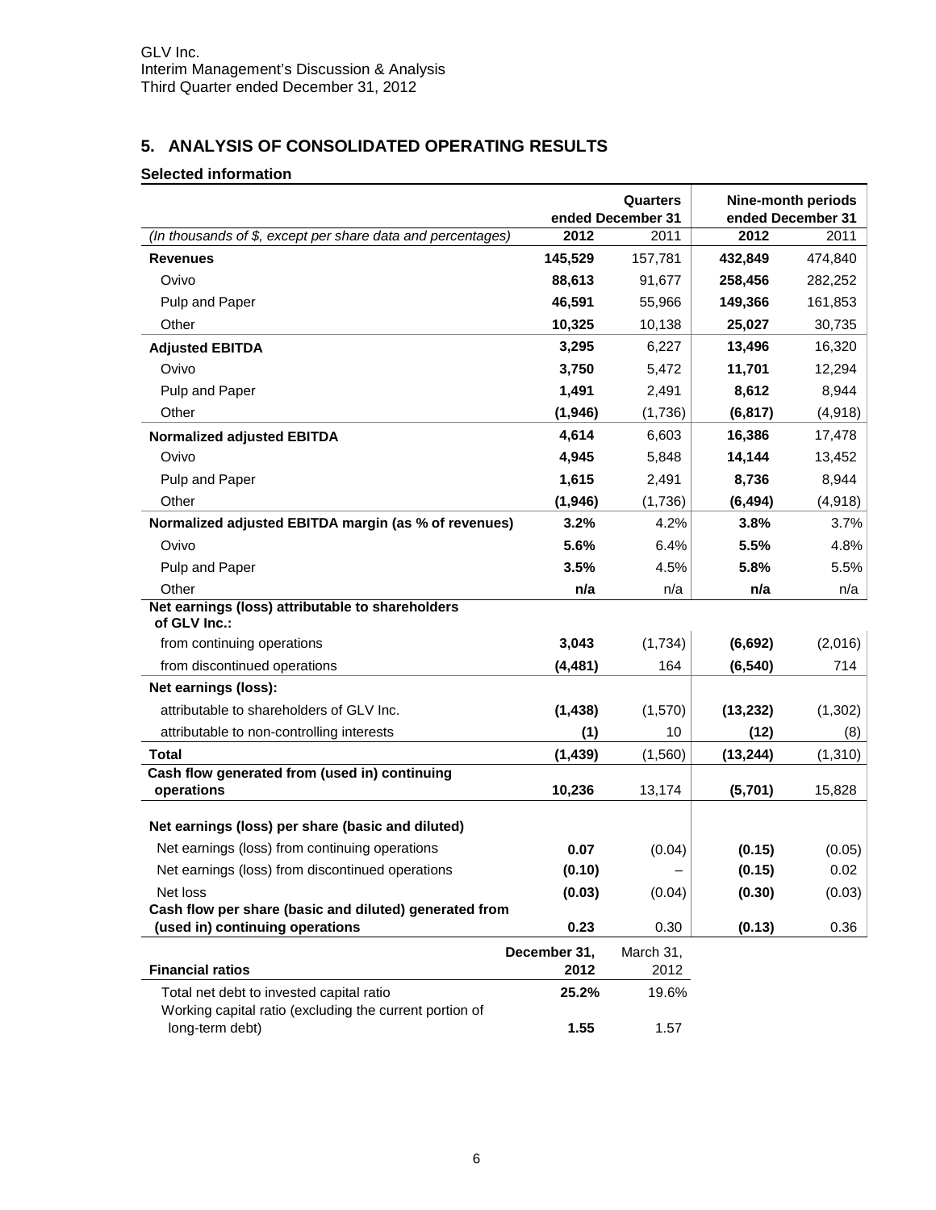GLV Inc.
Interim Management's Discussion & Analysis
Third Quarter ended December 31, 2012

## 5. ANALYSIS OF CONSOLIDATED OPERATING RESULTS

### Selected information

| | Quarters ended December 31 | | Nine-month periods ended December 31 | |
|---|---|---|---|---|
| *(In thousands of $, except per share data and percentages)* | **2012** | 2011 | **2012** | 2011 |
| **Revenues** | **145,529** | 157,781 | **432,849** | 474,840 |
| Ovivo | **88,613** | 91,677 | **258,456** | 282,252 |
| Pulp and Paper | **46,591** | 55,966 | **149,366** | 161,853 |
| Other | **10,325** | 10,138 | **25,027** | 30,735 |
| **Adjusted EBITDA** | **3,295** | 6,227 | **13,496** | 16,320 |
| Ovivo | **3,750** | 5,472 | **11,701** | 12,294 |
| Pulp and Paper | **1,491** | 2,491 | **8,612** | 8,944 |
| Other | **(1,946)** | (1,736) | **(6,817)** | (4,918) |
| **Normalized adjusted EBITDA** | **4,614** | 6,603 | **16,386** | 17,478 |
| Ovivo | **4,945** | 5,848 | **14,144** | 13,452 |
| Pulp and Paper | **1,615** | 2,491 | **8,736** | 8,944 |
| Other | **(1,946)** | (1,736) | **(6,494)** | (4,918) |
| **Normalized adjusted EBITDA margin (as % of revenues)** | **3.2%** | 4.2% | **3.8%** | 3.7% |
| Ovivo | **5.6%** | 6.4% | **5.5%** | 4.8% |
| Pulp and Paper | **3.5%** | 4.5% | **5.8%** | 5.5% |
| Other | **n/a** | n/a | **n/a** | n/a |
| **Net earnings (loss) attributable to shareholders of GLV Inc.:** | | | | |
| from continuing operations | **3,043** | (1,734) | **(6,692)** | (2,016) |
| from discontinued operations | **(4,481)** | 164 | **(6,540)** | 714 |
| **Net earnings (loss):** | | | | |
| attributable to shareholders of GLV Inc. | **(1,438)** | (1,570) | **(13,232)** | (1,302) |
| attributable to non-controlling interests | **(1)** | 10 | **(12)** | (8) |
| **Total** | **(1,439)** | (1,560) | **(13,244)** | (1,310) |
| **Cash flow generated from (used in) continuing operations** | **10,236** | 13,174 | **(5,701)** | 15,828 |
| **Net earnings (loss) per share (basic and diluted)** | | | | |
| Net earnings (loss) from continuing operations | **0.07** | (0.04) | **(0.15)** | (0.05) |
| Net earnings (loss) from discontinued operations | **(0.10)** | – | **(0.15)** | 0.02 |
| Net loss | **(0.03)** | (0.04) | **(0.30)** | (0.03) |
| **Cash flow per share (basic and diluted) generated from (used in) continuing operations** | **0.23** | 0.30 | **(0.13)** | 0.36 |

| **Financial ratios** | **December 31, 2012** | March 31, 2012 |
|---|---|---|
| Total net debt to invested capital ratio | **25.2%** | 19.6% |
| Working capital ratio (excluding the current portion of long-term debt) | **1.55** | 1.57 |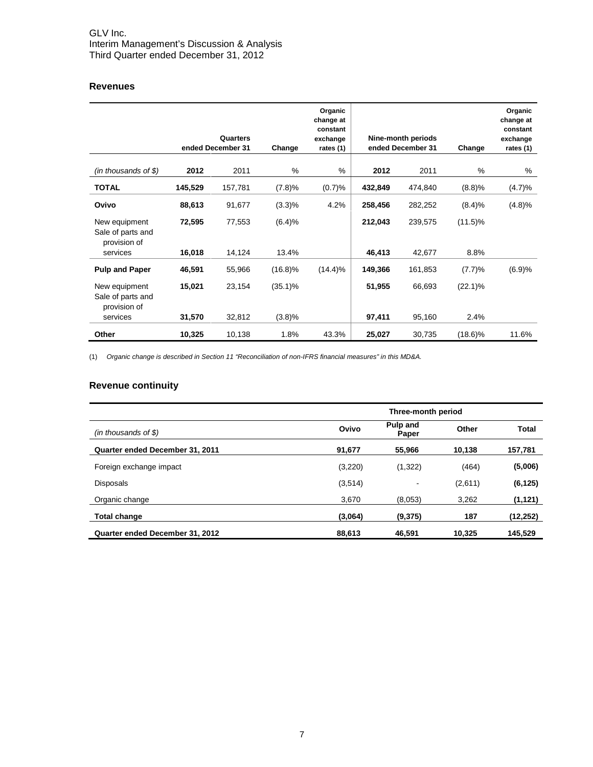## Revenues

| (in thousands of $) | Quarters ended December 31 2012 | 2011 | Change % | Organic change at constant exchange rates (1) % | Nine-month periods ended December 31 2012 | 2011 | Change % | Organic change at constant exchange rates (1) % |
|---|---|---|---|---|---|---|---|---|
| **TOTAL** | **145,529** | 157,781 | (7.8)% | (0.7)% | **432,849** | 474,840 | (8.8)% | (4.7)% |
| **Ovivo** | **88,613** | 91,677 | (3.3)% | 4.2% | **258,456** | 282,252 | (8.4)% | (4.8)% |
| New equipment | **72,595** | 77,553 | (6.4)% | | **212,043** | 239,575 | (11.5)% | |
| Sale of parts and provision of services | **16,018** | 14,124 | 13.4% | | **46,413** | 42,677 | 8.8% | |
| **Pulp and Paper** | **46,591** | 55,966 | (16.8)% | (14.4)% | **149,366** | 161,853 | (7.7)% | (6.9)% |
| New equipment | **15,021** | 23,154 | (35.1)% | | **51,955** | 66,693 | (22.1)% | |
| Sale of parts and provision of services | **31,570** | 32,812 | (3.8)% | | **97,411** | 95,160 | 2.4% | |
| **Other** | **10,325** | 10,138 | 1.8% | 43.3% | **25,027** | 30,735 | (18.6)% | 11.6% |

(1) *Organic change is described in Section 11 "Reconciliation of non-IFRS financial measures" in this MD&A.*

## Revenue continuity

| (in thousands of $) | Three-month period Ovivo | Pulp and Paper | Other | Total |
|---|---|---|---|---|
| **Quarter ended December 31, 2011** | **91,677** | **55,966** | **10,138** | **157,781** |
| Foreign exchange impact | (3,220) | (1,322) | (464) | **(5,006)** |
| Disposals | (3,514) | - | (2,611) | **(6,125)** |
| Organic change | 3,670 | (8,053) | 3,262 | **(1,121)** |
| **Total change** | **(3,064)** | **(9,375)** | **187** | **(12,252)** |
| **Quarter ended December 31, 2012** | **88,613** | **46,591** | **10,325** | **145,529** |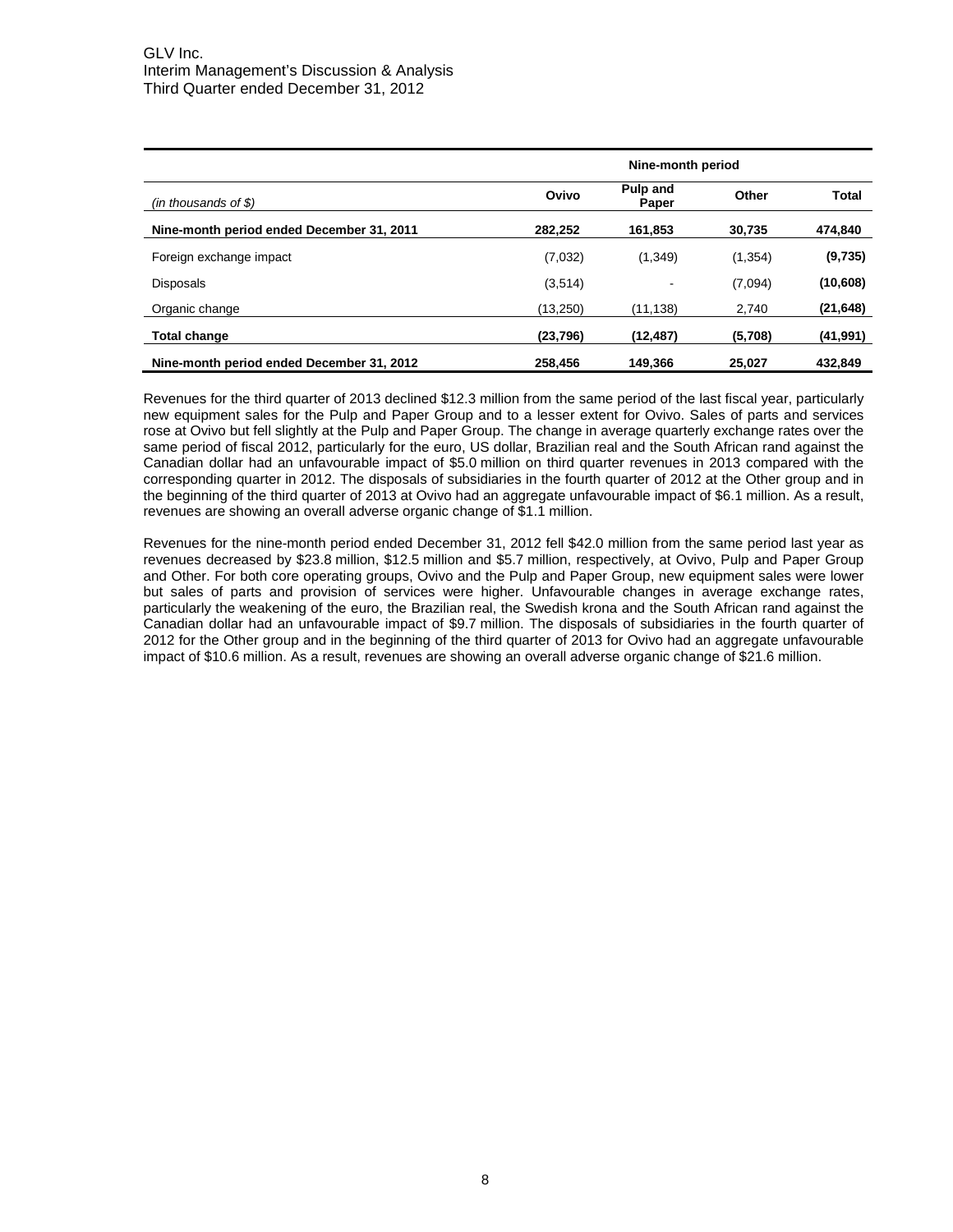| *(in thousands of $)* | Nine-month period | | | |
|---|---|---|---|---|
| | **Ovivo** | **Pulp and Paper** | **Other** | **Total** |
| **Nine-month period ended December 31, 2011** | **282,252** | **161,853** | **30,735** | **474,840** |
| Foreign exchange impact | (7,032) | (1,349) | (1,354) | **(9,735)** |
| Disposals | (3,514) | - | (7,094) | **(10,608)** |
| Organic change | (13,250) | (11,138) | 2,740 | **(21,648)** |
| **Total change** | **(23,796)** | **(12,487)** | **(5,708)** | **(41,991)** |
| **Nine-month period ended December 31, 2012** | **258,456** | **149,366** | **25,027** | **432,849** |

Revenues for the third quarter of 2013 declined $12.3 million from the same period of the last fiscal year, particularly new equipment sales for the Pulp and Paper Group and to a lesser extent for Ovivo. Sales of parts and services rose at Ovivo but fell slightly at the Pulp and Paper Group. The change in average quarterly exchange rates over the same period of fiscal 2012, particularly for the euro, US dollar, Brazilian real and the South African rand against the Canadian dollar had an unfavourable impact of $5.0 million on third quarter revenues in 2013 compared with the corresponding quarter in 2012. The disposals of subsidiaries in the fourth quarter of 2012 at the Other group and in the beginning of the third quarter of 2013 at Ovivo had an aggregate unfavourable impact of $6.1 million. As a result, revenues are showing an overall adverse organic change of $1.1 million.

Revenues for the nine-month period ended December 31, 2012 fell $42.0 million from the same period last year as revenues decreased by $23.8 million, $12.5 million and $5.7 million, respectively, at Ovivo, Pulp and Paper Group and Other. For both core operating groups, Ovivo and the Pulp and Paper Group, new equipment sales were lower but sales of parts and provision of services were higher. Unfavourable changes in average exchange rates, particularly the weakening of the euro, the Brazilian real, the Swedish krona and the South African rand against the Canadian dollar had an unfavourable impact of $9.7 million. The disposals of subsidiaries in the fourth quarter of 2012 for the Other group and in the beginning of the third quarter of 2013 for Ovivo had an aggregate unfavourable impact of $10.6 million. As a result, revenues are showing an overall adverse organic change of $21.6 million.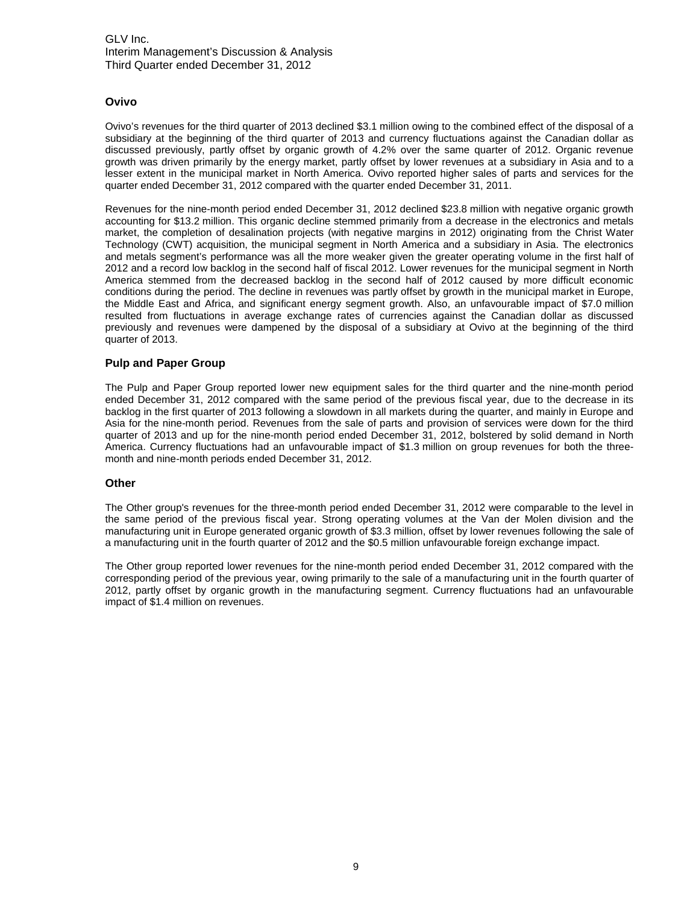## Ovivo

Ovivo's revenues for the third quarter of 2013 declined $3.1 million owing to the combined effect of the disposal of a subsidiary at the beginning of the third quarter of 2013 and currency fluctuations against the Canadian dollar as discussed previously, partly offset by organic growth of 4.2% over the same quarter of 2012. Organic revenue growth was driven primarily by the energy market, partly offset by lower revenues at a subsidiary in Asia and to a lesser extent in the municipal market in North America. Ovivo reported higher sales of parts and services for the quarter ended December 31, 2012 compared with the quarter ended December 31, 2011.

Revenues for the nine-month period ended December 31, 2012 declined $23.8 million with negative organic growth accounting for $13.2 million. This organic decline stemmed primarily from a decrease in the electronics and metals market, the completion of desalination projects (with negative margins in 2012) originating from the Christ Water Technology (CWT) acquisition, the municipal segment in North America and a subsidiary in Asia. The electronics and metals segment's performance was all the more weaker given the greater operating volume in the first half of 2012 and a record low backlog in the second half of fiscal 2012. Lower revenues for the municipal segment in North America stemmed from the decreased backlog in the second half of 2012 caused by more difficult economic conditions during the period. The decline in revenues was partly offset by growth in the municipal market in Europe, the Middle East and Africa, and significant energy segment growth. Also, an unfavourable impact of $7.0 million resulted from fluctuations in average exchange rates of currencies against the Canadian dollar as discussed previously and revenues were dampened by the disposal of a subsidiary at Ovivo at the beginning of the third quarter of 2013.

## Pulp and Paper Group

The Pulp and Paper Group reported lower new equipment sales for the third quarter and the nine-month period ended December 31, 2012 compared with the same period of the previous fiscal year, due to the decrease in its backlog in the first quarter of 2013 following a slowdown in all markets during the quarter, and mainly in Europe and Asia for the nine-month period. Revenues from the sale of parts and provision of services were down for the third quarter of 2013 and up for the nine-month period ended December 31, 2012, bolstered by solid demand in North America. Currency fluctuations had an unfavourable impact of $1.3 million on group revenues for both the three-month and nine-month periods ended December 31, 2012.

## Other

The Other group's revenues for the three-month period ended December 31, 2012 were comparable to the level in the same period of the previous fiscal year. Strong operating volumes at the Van der Molen division and the manufacturing unit in Europe generated organic growth of $3.3 million, offset by lower revenues following the sale of a manufacturing unit in the fourth quarter of 2012 and the $0.5 million unfavourable foreign exchange impact.

The Other group reported lower revenues for the nine-month period ended December 31, 2012 compared with the corresponding period of the previous year, owing primarily to the sale of a manufacturing unit in the fourth quarter of 2012, partly offset by organic growth in the manufacturing segment. Currency fluctuations had an unfavourable impact of $1.4 million on revenues.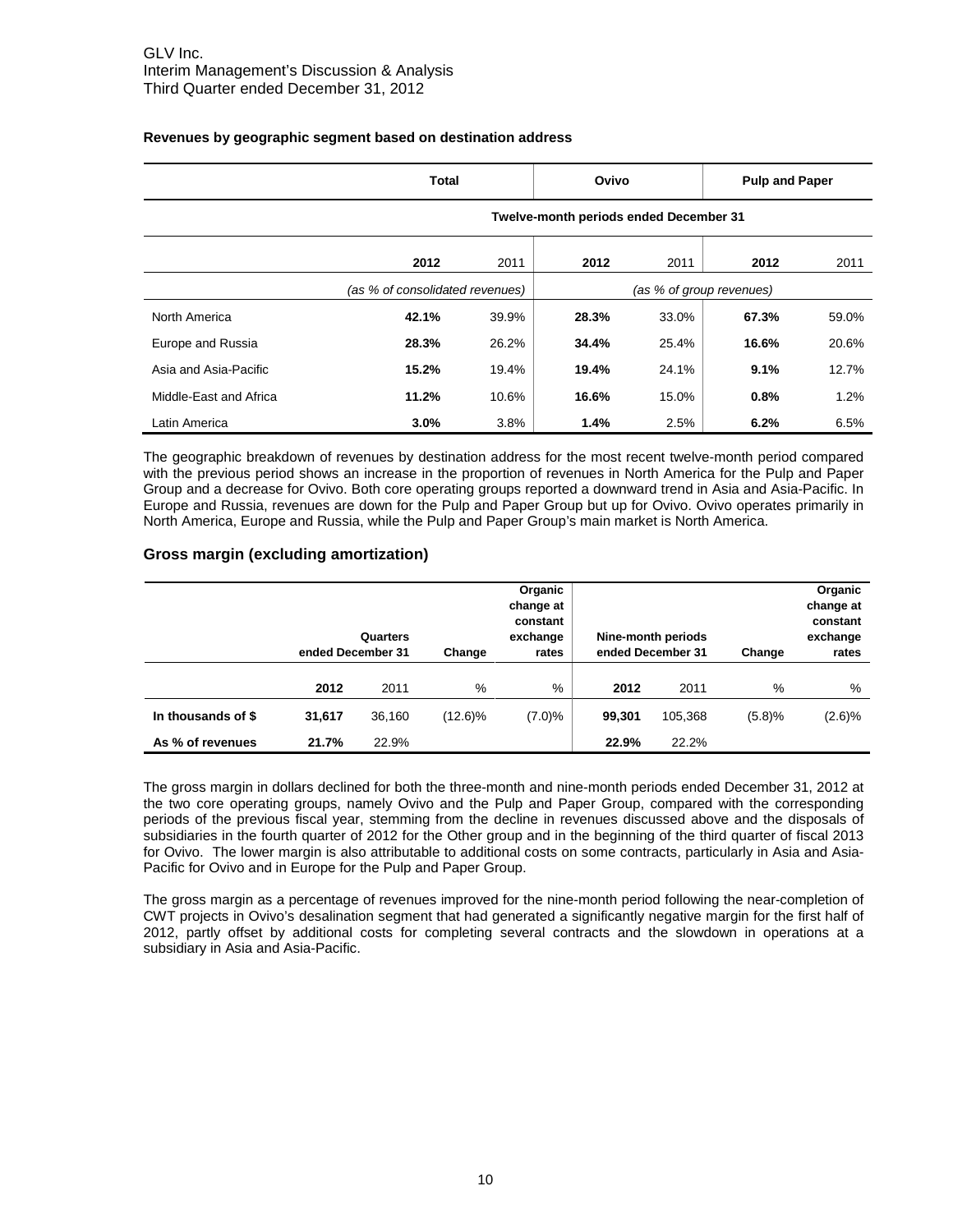**Revenues by geographic segment based on destination address**

| | Total | | Ovivo | | Pulp and Paper | |
|---|---|---|---|---|---|---|
| | Twelve-month periods ended December 31 | | | | | |
| | **2012** | 2011 | **2012** | 2011 | **2012** | 2011 |
| | *(as % of consolidated revenues)* | | *(as % of group revenues)* | | | |
| North America | **42.1%** | 39.9% | **28.3%** | 33.0% | **67.3%** | 59.0% |
| Europe and Russia | **28.3%** | 26.2% | **34.4%** | 25.4% | **16.6%** | 20.6% |
| Asia and Asia-Pacific | **15.2%** | 19.4% | **19.4%** | 24.1% | **9.1%** | 12.7% |
| Middle-East and Africa | **11.2%** | 10.6% | **16.6%** | 15.0% | **0.8%** | 1.2% |
| Latin America | **3.0%** | 3.8% | **1.4%** | 2.5% | **6.2%** | 6.5% |

The geographic breakdown of revenues by destination address for the most recent twelve-month period compared with the previous period shows an increase in the proportion of revenues in North America for the Pulp and Paper Group and a decrease for Ovivo. Both core operating groups reported a downward trend in Asia and Asia-Pacific. In Europe and Russia, revenues are down for the Pulp and Paper Group but up for Ovivo. Ovivo operates primarily in North America, Europe and Russia, while the Pulp and Paper Group's main market is North America.

## Gross margin (excluding amortization)

| | Quarters ended December 31 | | Change | Organic change at constant exchange rates | Nine-month periods ended December 31 | | Change | Organic change at constant exchange rates |
|---|---|---|---|---|---|---|---|---|
| | **2012** | 2011 | % | % | **2012** | 2011 | % | % |
| **In thousands of $** | **31,617** | 36,160 | (12.6)% | (7.0)% | **99,301** | 105,368 | (5.8)% | (2.6)% |
| **As % of revenues** | **21.7%** | 22.9% | | | **22.9%** | 22.2% | | |

The gross margin in dollars declined for both the three-month and nine-month periods ended December 31, 2012 at the two core operating groups, namely Ovivo and the Pulp and Paper Group, compared with the corresponding periods of the previous fiscal year, stemming from the decline in revenues discussed above and the disposals of subsidiaries in the fourth quarter of 2012 for the Other group and in the beginning of the third quarter of fiscal 2013 for Ovivo. The lower margin is also attributable to additional costs on some contracts, particularly in Asia and Asia-Pacific for Ovivo and in Europe for the Pulp and Paper Group.

The gross margin as a percentage of revenues improved for the nine-month period following the near-completion of CWT projects in Ovivo's desalination segment that had generated a significantly negative margin for the first half of 2012, partly offset by additional costs for completing several contracts and the slowdown in operations at a subsidiary in Asia and Asia-Pacific.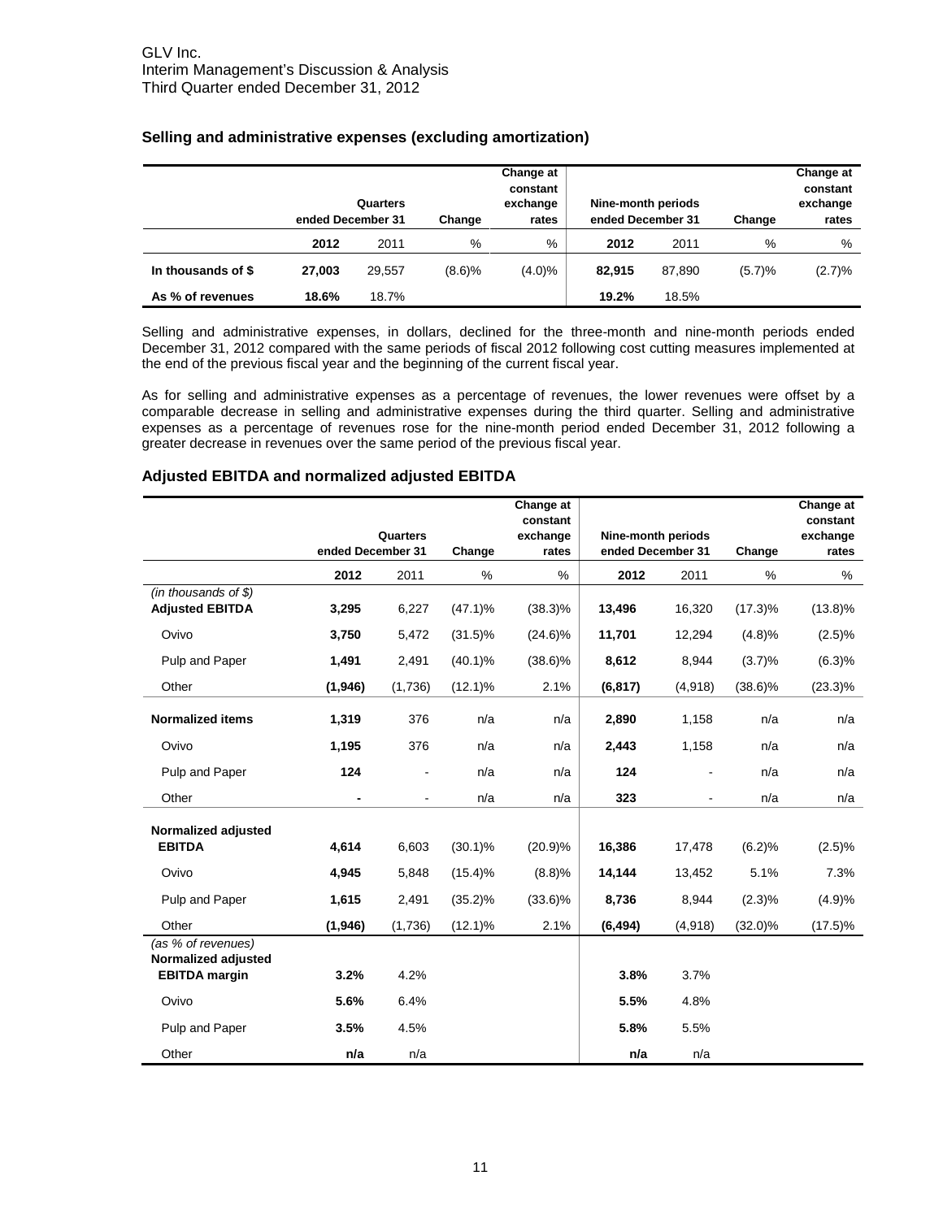### Selling and administrative expenses (excluding amortization)

| | Quarters ended December 31 | | Change | Change at constant exchange rates | Nine-month periods ended December 31 | | Change | Change at constant exchange rates |
|---|---|---|---|---|---|---|---|---|
| | **2012** | 2011 | % | % | **2012** | 2011 | % | % |
| **In thousands of $** | **27,003** | 29,557 | (8.6)% | (4.0)% | **82,915** | 87,890 | (5.7)% | (2.7)% |
| **As % of revenues** | **18.6%** | 18.7% | | | **19.2%** | 18.5% | | |

Selling and administrative expenses, in dollars, declined for the three-month and nine-month periods ended December 31, 2012 compared with the same periods of fiscal 2012 following cost cutting measures implemented at the end of the previous fiscal year and the beginning of the current fiscal year.

As for selling and administrative expenses as a percentage of revenues, the lower revenues were offset by a comparable decrease in selling and administrative expenses during the third quarter. Selling and administrative expenses as a percentage of revenues rose for the nine-month period ended December 31, 2012 following a greater decrease in revenues over the same period of the previous fiscal year.

### Adjusted EBITDA and normalized adjusted EBITDA

| | Quarters ended December 31 | | Change | Change at constant exchange rates | Nine-month periods ended December 31 | | Change | Change at constant exchange rates |
|---|---|---|---|---|---|---|---|---|
| | **2012** | 2011 | % | % | **2012** | 2011 | % | % |
| *(in thousands of $)* | | | | | | | | |
| **Adjusted EBITDA** | **3,295** | 6,227 | (47.1)% | (38.3)% | **13,496** | 16,320 | (17.3)% | (13.8)% |
| Ovivo | **3,750** | 5,472 | (31.5)% | (24.6)% | **11,701** | 12,294 | (4.8)% | (2.5)% |
| Pulp and Paper | **1,491** | 2,491 | (40.1)% | (38.6)% | **8,612** | 8,944 | (3.7)% | (6.3)% |
| Other | **(1,946)** | (1,736) | (12.1)% | 2.1% | **(6,817)** | (4,918) | (38.6)% | (23.3)% |
| **Normalized items** | **1,319** | 376 | n/a | n/a | **2,890** | 1,158 | n/a | n/a |
| Ovivo | **1,195** | 376 | n/a | n/a | **2,443** | 1,158 | n/a | n/a |
| Pulp and Paper | **124** | - | n/a | n/a | **124** | - | n/a | n/a |
| Other | **-** | - | n/a | n/a | **323** | - | n/a | n/a |
| **Normalized adjusted EBITDA** | **4,614** | 6,603 | (30.1)% | (20.9)% | **16,386** | 17,478 | (6.2)% | (2.5)% |
| Ovivo | **4,945** | 5,848 | (15.4)% | (8.8)% | **14,144** | 13,452 | 5.1% | 7.3% |
| Pulp and Paper | **1,615** | 2,491 | (35.2)% | (33.6)% | **8,736** | 8,944 | (2.3)% | (4.9)% |
| Other | **(1,946)** | (1,736) | (12.1)% | 2.1% | **(6,494)** | (4,918) | (32.0)% | (17.5)% |
| *(as % of revenues)* | | | | | | | | |
| **Normalized adjusted EBITDA margin** | **3.2%** | 4.2% | | | **3.8%** | 3.7% | | |
| Ovivo | **5.6%** | 6.4% | | | **5.5%** | 4.8% | | |
| Pulp and Paper | **3.5%** | 4.5% | | | **5.8%** | 5.5% | | |
| Other | **n/a** | n/a | | | **n/a** | n/a | | |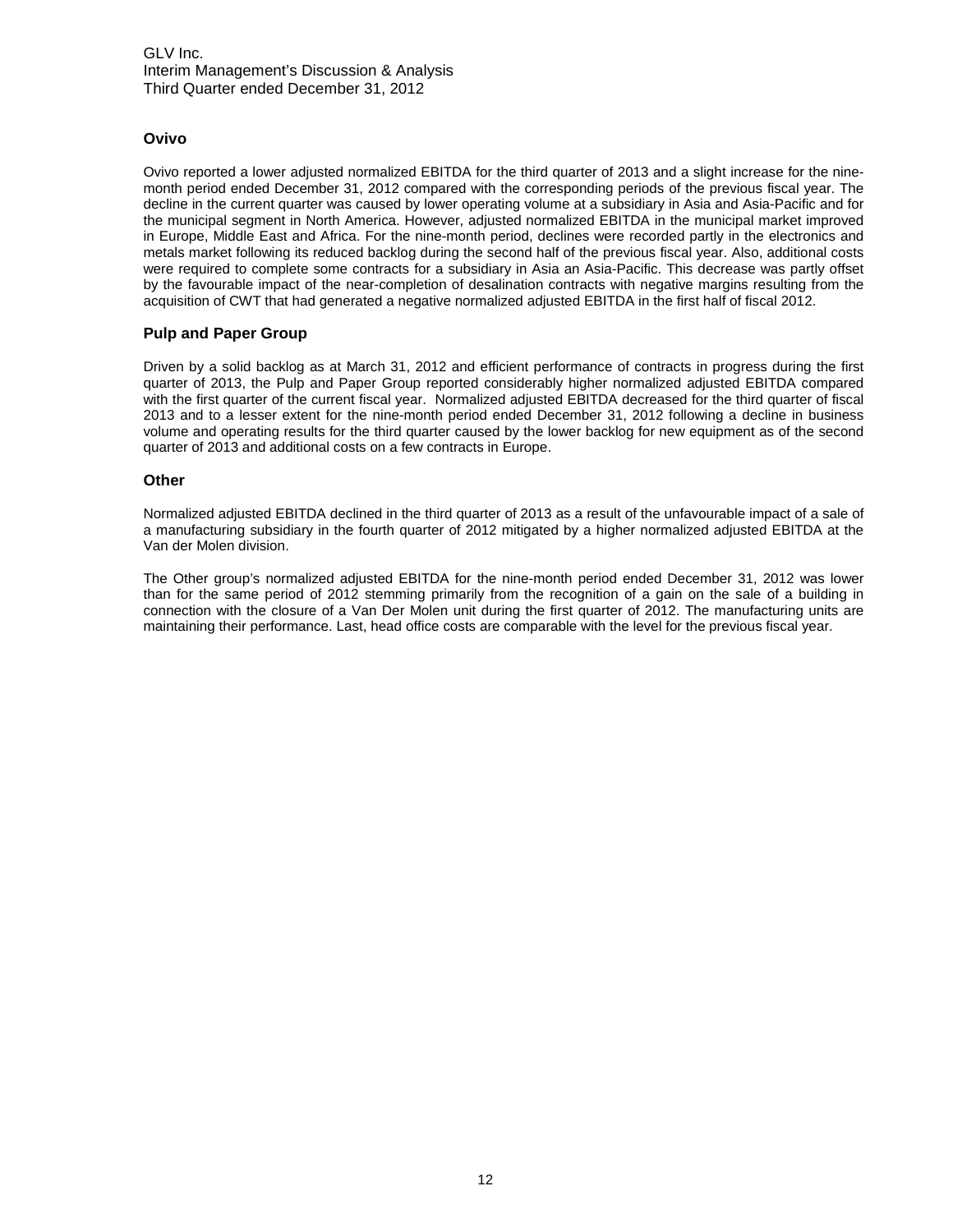## Ovivo

Ovivo reported a lower adjusted normalized EBITDA for the third quarter of 2013 and a slight increase for the nine-month period ended December 31, 2012 compared with the corresponding periods of the previous fiscal year. The decline in the current quarter was caused by lower operating volume at a subsidiary in Asia and Asia-Pacific and for the municipal segment in North America. However, adjusted normalized EBITDA in the municipal market improved in Europe, Middle East and Africa. For the nine-month period, declines were recorded partly in the electronics and metals market following its reduced backlog during the second half of the previous fiscal year. Also, additional costs were required to complete some contracts for a subsidiary in Asia an Asia-Pacific. This decrease was partly offset by the favourable impact of the near-completion of desalination contracts with negative margins resulting from the acquisition of CWT that had generated a negative normalized adjusted EBITDA in the first half of fiscal 2012.

## Pulp and Paper Group

Driven by a solid backlog as at March 31, 2012 and efficient performance of contracts in progress during the first quarter of 2013, the Pulp and Paper Group reported considerably higher normalized adjusted EBITDA compared with the first quarter of the current fiscal year. Normalized adjusted EBITDA decreased for the third quarter of fiscal 2013 and to a lesser extent for the nine-month period ended December 31, 2012 following a decline in business volume and operating results for the third quarter caused by the lower backlog for new equipment as of the second quarter of 2013 and additional costs on a few contracts in Europe.

## Other

Normalized adjusted EBITDA declined in the third quarter of 2013 as a result of the unfavourable impact of a sale of a manufacturing subsidiary in the fourth quarter of 2012 mitigated by a higher normalized adjusted EBITDA at the Van der Molen division.

The Other group's normalized adjusted EBITDA for the nine-month period ended December 31, 2012 was lower than for the same period of 2012 stemming primarily from the recognition of a gain on the sale of a building in connection with the closure of a Van Der Molen unit during the first quarter of 2012. The manufacturing units are maintaining their performance. Last, head office costs are comparable with the level for the previous fiscal year.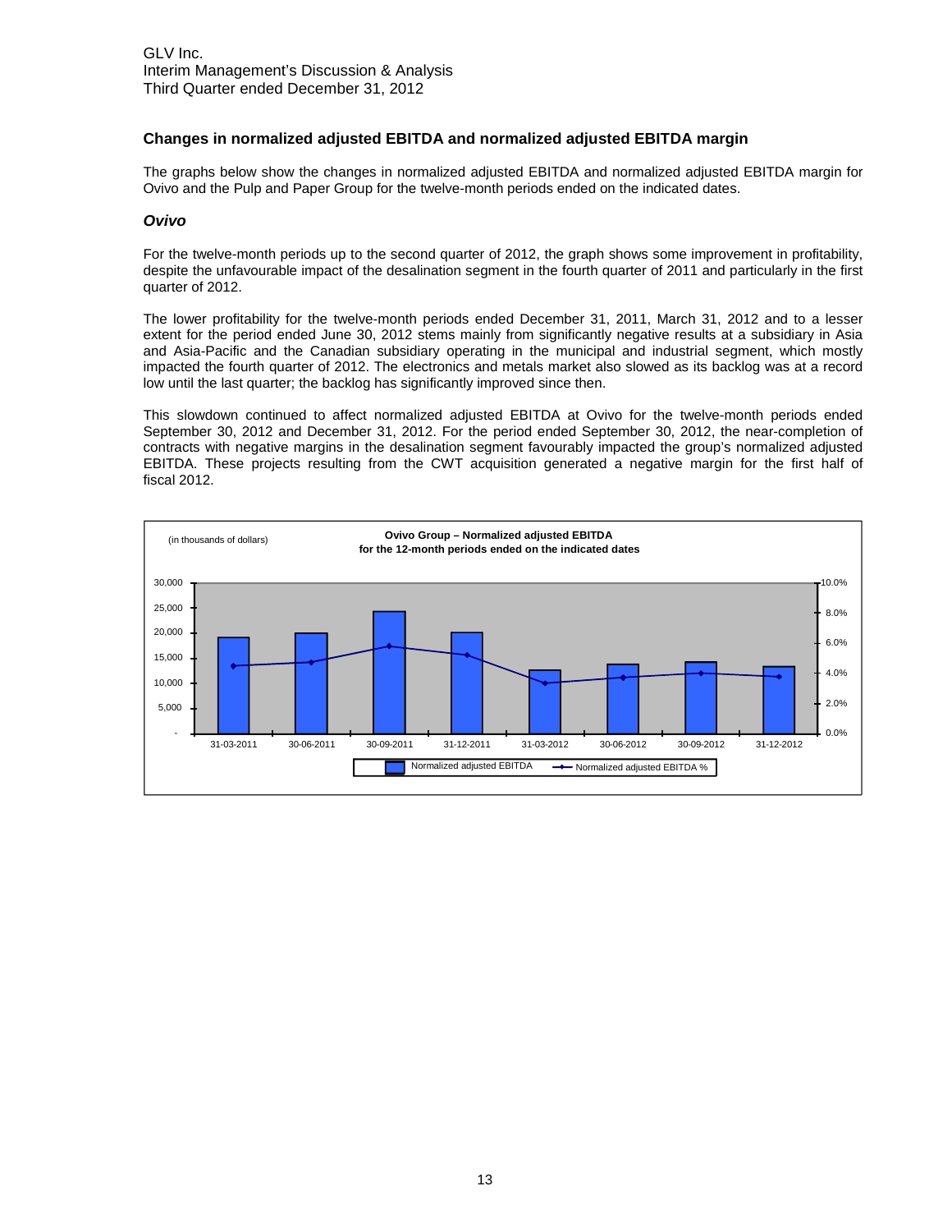## Changes in normalized adjusted EBITDA and normalized adjusted EBITDA margin

The graphs below show the changes in normalized adjusted EBITDA and normalized adjusted EBITDA margin for Ovivo and the Pulp and Paper Group for the twelve-month periods ended on the indicated dates.

### *Ovivo*

For the twelve-month periods up to the second quarter of 2012, the graph shows some improvement in profitability, despite the unfavourable impact of the desalination segment in the fourth quarter of 2011 and particularly in the first quarter of 2012.

The lower profitability for the twelve-month periods ended December 31, 2011, March 31, 2012 and to a lesser extent for the period ended June 30, 2012 stems mainly from significantly negative results at a subsidiary in Asia and Asia-Pacific and the Canadian subsidiary operating in the municipal and industrial segment, which mostly impacted the fourth quarter of 2012. The electronics and metals market also slowed as its backlog was at a record low until the last quarter; the backlog has significantly improved since then.

This slowdown continued to affect normalized adjusted EBITDA at Ovivo for the twelve-month periods ended September 30, 2012 and December 31, 2012. For the period ended September 30, 2012, the near-completion of contracts with negative margins in the desalination segment favourably impacted the group's normalized adjusted EBITDA. These projects resulting from the CWT acquisition generated a negative margin for the first half of fiscal 2012.

**Ovivo Group – Normalized adjusted EBITDA for the 12-month periods ended on the indicated dates**

(in thousands of dollars)

Legend: Normalized adjusted EBITDA; Normalized adjusted EBITDA %

Periods: 31-03-2011, 30-06-2011, 30-09-2011, 31-12-2011, 31-03-2012, 30-06-2012, 30-09-2012, 31-12-2012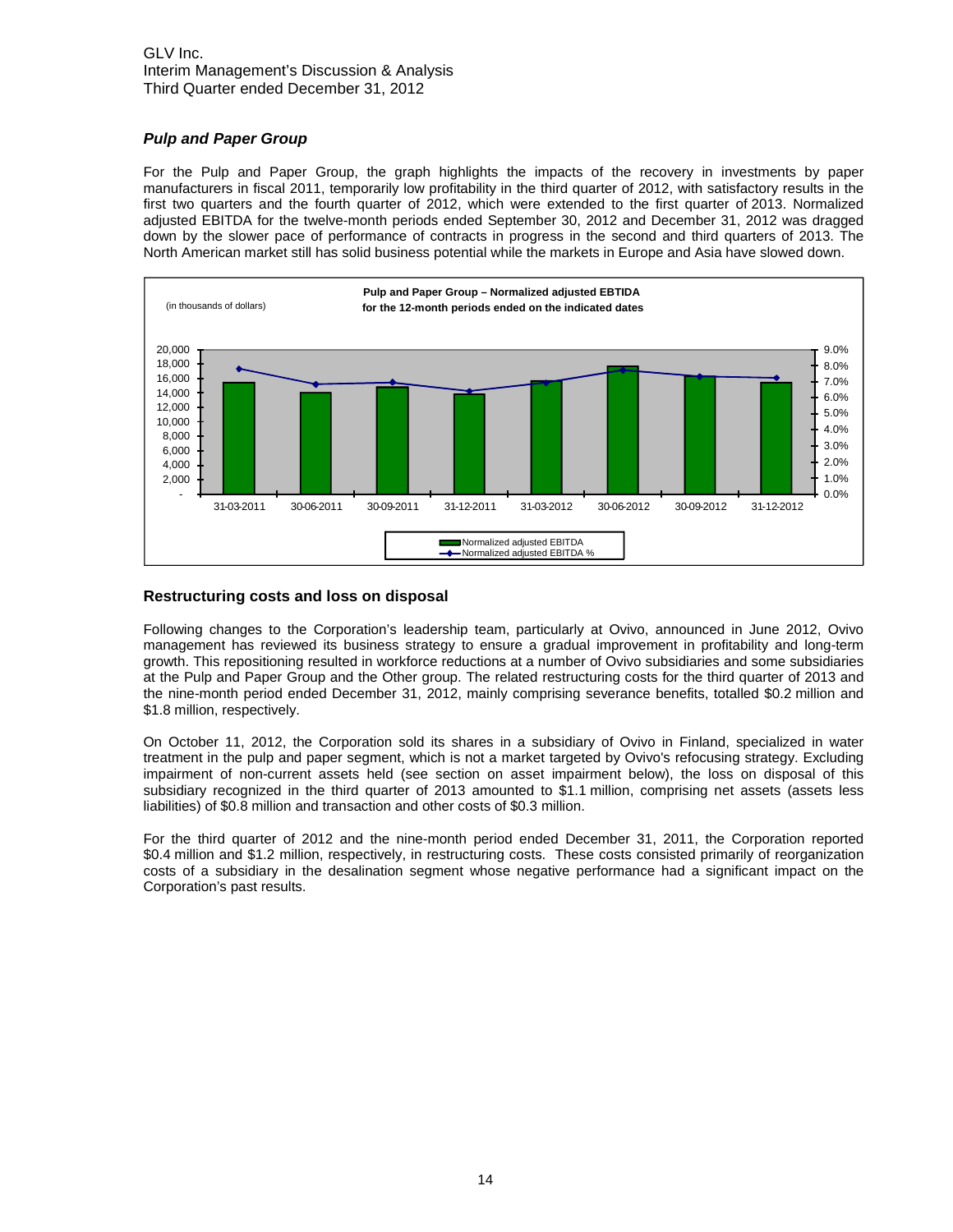## *Pulp and Paper Group*

For the Pulp and Paper Group, the graph highlights the impacts of the recovery in investments by paper manufacturers in fiscal 2011, temporarily low profitability in the third quarter of 2012, with satisfactory results in the first two quarters and the fourth quarter of 2012, which were extended to the first quarter of 2013. Normalized adjusted EBITDA for the twelve-month periods ended September 30, 2012 and December 31, 2012 was dragged down by the slower pace of performance of contracts in progress in the second and third quarters of 2013. The North American market still has solid business potential while the markets in Europe and Asia have slowed down.

**Pulp and Paper Group – Normalized adjusted EBTIDA for the 12-month periods ended on the indicated dates**

(in thousands of dollars)

| Date | Normalized adjusted EBITDA | Normalized adjusted EBITDA % |
|---|---|---|
| 31-03-2011 | | |
| 30-06-2011 | | |
| 30-09-2011 | | |
| 31-12-2011 | | |
| 31-03-2012 | | |
| 30-06-2012 | | |
| 30-09-2012 | | |
| 31-12-2012 | | |

## Restructuring costs and loss on disposal

Following changes to the Corporation's leadership team, particularly at Ovivo, announced in June 2012, Ovivo management has reviewed its business strategy to ensure a gradual improvement in profitability and long-term growth. This repositioning resulted in workforce reductions at a number of Ovivo subsidiaries and some subsidiaries at the Pulp and Paper Group and the Other group. The related restructuring costs for the third quarter of 2013 and the nine-month period ended December 31, 2012, mainly comprising severance benefits, totalled \$0.2 million and \$1.8 million, respectively.

On October 11, 2012, the Corporation sold its shares in a subsidiary of Ovivo in Finland, specialized in water treatment in the pulp and paper segment, which is not a market targeted by Ovivo's refocusing strategy. Excluding impairment of non-current assets held (see section on asset impairment below), the loss on disposal of this subsidiary recognized in the third quarter of 2013 amounted to \$1.1 million, comprising net assets (assets less liabilities) of \$0.8 million and transaction and other costs of \$0.3 million.

For the third quarter of 2012 and the nine-month period ended December 31, 2011, the Corporation reported \$0.4 million and \$1.2 million, respectively, in restructuring costs. These costs consisted primarily of reorganization costs of a subsidiary in the desalination segment whose negative performance had a significant impact on the Corporation's past results.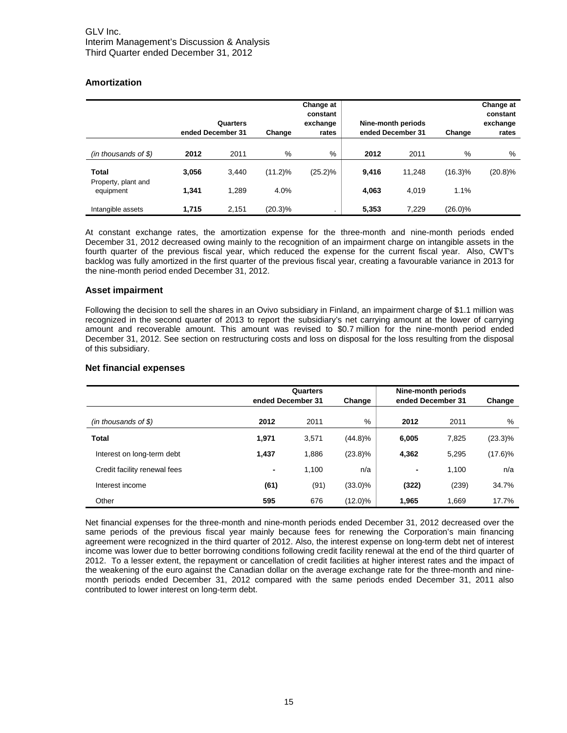## Amortization

| | Quarters ended December 31 | | Change | Change at constant exchange rates | Nine-month periods ended December 31 | | Change | Change at constant exchange rates |
|---|---|---|---|---|---|---|---|---|
| *(in thousands of $)* | **2012** | 2011 | % | % | **2012** | 2011 | % | % |
| **Total** | **3,056** | 3,440 | (11.2)% | (25.2)% | **9,416** | 11,248 | (16.3)% | (20.8)% |
| Property, plant and equipment | **1,341** | 1,289 | 4.0% | | **4,063** | 4,019 | 1.1% | |
| Intangible assets | **1,715** | 2,151 | (20.3)% | . | **5,353** | 7,229 | (26.0)% | |

At constant exchange rates, the amortization expense for the three-month and nine-month periods ended December 31, 2012 decreased owing mainly to the recognition of an impairment charge on intangible assets in the fourth quarter of the previous fiscal year, which reduced the expense for the current fiscal year. Also, CWT's backlog was fully amortized in the first quarter of the previous fiscal year, creating a favourable variance in 2013 for the nine-month period ended December 31, 2012.

## Asset impairment

Following the decision to sell the shares in an Ovivo subsidiary in Finland, an impairment charge of $1.1 million was recognized in the second quarter of 2013 to report the subsidiary's net carrying amount at the lower of carrying amount and recoverable amount. This amount was revised to $0.7 million for the nine-month period ended December 31, 2012. See section on restructuring costs and loss on disposal for the loss resulting from the disposal of this subsidiary.

## Net financial expenses

| | Quarters ended December 31 | | Change | Nine-month periods ended December 31 | | Change |
|---|---|---|---|---|---|---|
| *(in thousands of $)* | **2012** | 2011 | % | **2012** | 2011 | % |
| **Total** | **1,971** | 3,571 | (44.8)% | **6,005** | 7,825 | (23.3)% |
| Interest on long-term debt | **1,437** | 1,886 | (23.8)% | **4,362** | 5,295 | (17.6)% |
| Credit facility renewal fees | **-** | 1,100 | n/a | **-** | 1,100 | n/a |
| Interest income | **(61)** | (91) | (33.0)% | **(322)** | (239) | 34.7% |
| Other | **595** | 676 | (12.0)% | **1,965** | 1,669 | 17.7% |

Net financial expenses for the three-month and nine-month periods ended December 31, 2012 decreased over the same periods of the previous fiscal year mainly because fees for renewing the Corporation's main financing agreement were recognized in the third quarter of 2012. Also, the interest expense on long-term debt net of interest income was lower due to better borrowing conditions following credit facility renewal at the end of the third quarter of 2012. To a lesser extent, the repayment or cancellation of credit facilities at higher interest rates and the impact of the weakening of the euro against the Canadian dollar on the average exchange rate for the three-month and nine-month periods ended December 31, 2012 compared with the same periods ended December 31, 2011 also contributed to lower interest on long-term debt.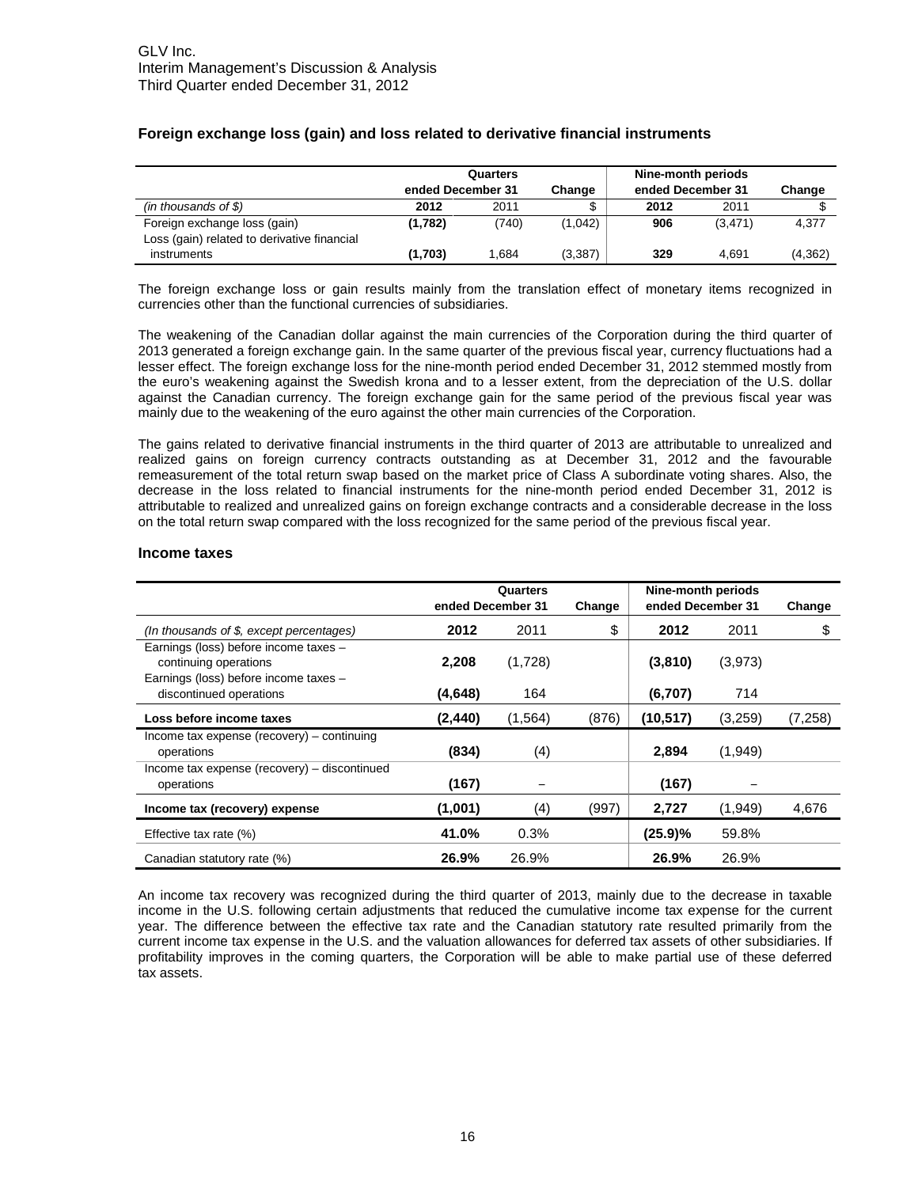## Foreign exchange loss (gain) and loss related to derivative financial instruments

| | Quarters ended December 31 | | Change | Nine-month periods ended December 31 | | Change |
|---|---|---|---|---|---|---|
| *(in thousands of $)* | **2012** | 2011 | $ | **2012** | 2011 | $ |
| Foreign exchange loss (gain) | **(1,782)** | (740) | (1,042) | **906** | (3,471) | 4,377 |
| Loss (gain) related to derivative financial instruments | **(1,703)** | 1,684 | (3,387) | **329** | 4,691 | (4,362) |

The foreign exchange loss or gain results mainly from the translation effect of monetary items recognized in currencies other than the functional currencies of subsidiaries.

The weakening of the Canadian dollar against the main currencies of the Corporation during the third quarter of 2013 generated a foreign exchange gain. In the same quarter of the previous fiscal year, currency fluctuations had a lesser effect. The foreign exchange loss for the nine-month period ended December 31, 2012 stemmed mostly from the euro's weakening against the Swedish krona and to a lesser extent, from the depreciation of the U.S. dollar against the Canadian currency. The foreign exchange gain for the same period of the previous fiscal year was mainly due to the weakening of the euro against the other main currencies of the Corporation.

The gains related to derivative financial instruments in the third quarter of 2013 are attributable to unrealized and realized gains on foreign currency contracts outstanding as at December 31, 2012 and the favourable remeasurement of the total return swap based on the market price of Class A subordinate voting shares. Also, the decrease in the loss related to financial instruments for the nine-month period ended December 31, 2012 is attributable to realized and unrealized gains on foreign exchange contracts and a considerable decrease in the loss on the total return swap compared with the loss recognized for the same period of the previous fiscal year.

## Income taxes

| | Quarters ended December 31 | | Change | Nine-month periods ended December 31 | | Change |
|---|---|---|---|---|---|---|
| *(In thousands of $, except percentages)* | **2012** | 2011 | $ | **2012** | 2011 | $ |
| Earnings (loss) before income taxes – continuing operations | **2,208** | (1,728) | | **(3,810)** | (3,973) | |
| Earnings (loss) before income taxes – discontinued operations | **(4,648)** | 164 | | **(6,707)** | 714 | |
| **Loss before income taxes** | **(2,440)** | (1,564) | (876) | **(10,517)** | (3,259) | (7,258) |
| Income tax expense (recovery) – continuing operations | **(834)** | (4) | | **2,894** | (1,949) | |
| Income tax expense (recovery) – discontinued operations | **(167)** | – | | **(167)** | – | |
| **Income tax (recovery) expense** | **(1,001)** | (4) | (997) | **2,727** | (1,949) | 4,676 |
| Effective tax rate (%) | **41.0%** | 0.3% | | **(25.9)%** | 59.8% | |
| Canadian statutory rate (%) | **26.9%** | 26.9% | | **26.9%** | 26.9% | |

An income tax recovery was recognized during the third quarter of 2013, mainly due to the decrease in taxable income in the U.S. following certain adjustments that reduced the cumulative income tax expense for the current year. The difference between the effective tax rate and the Canadian statutory rate resulted primarily from the current income tax expense in the U.S. and the valuation allowances for deferred tax assets of other subsidiaries. If profitability improves in the coming quarters, the Corporation will be able to make partial use of these deferred tax assets.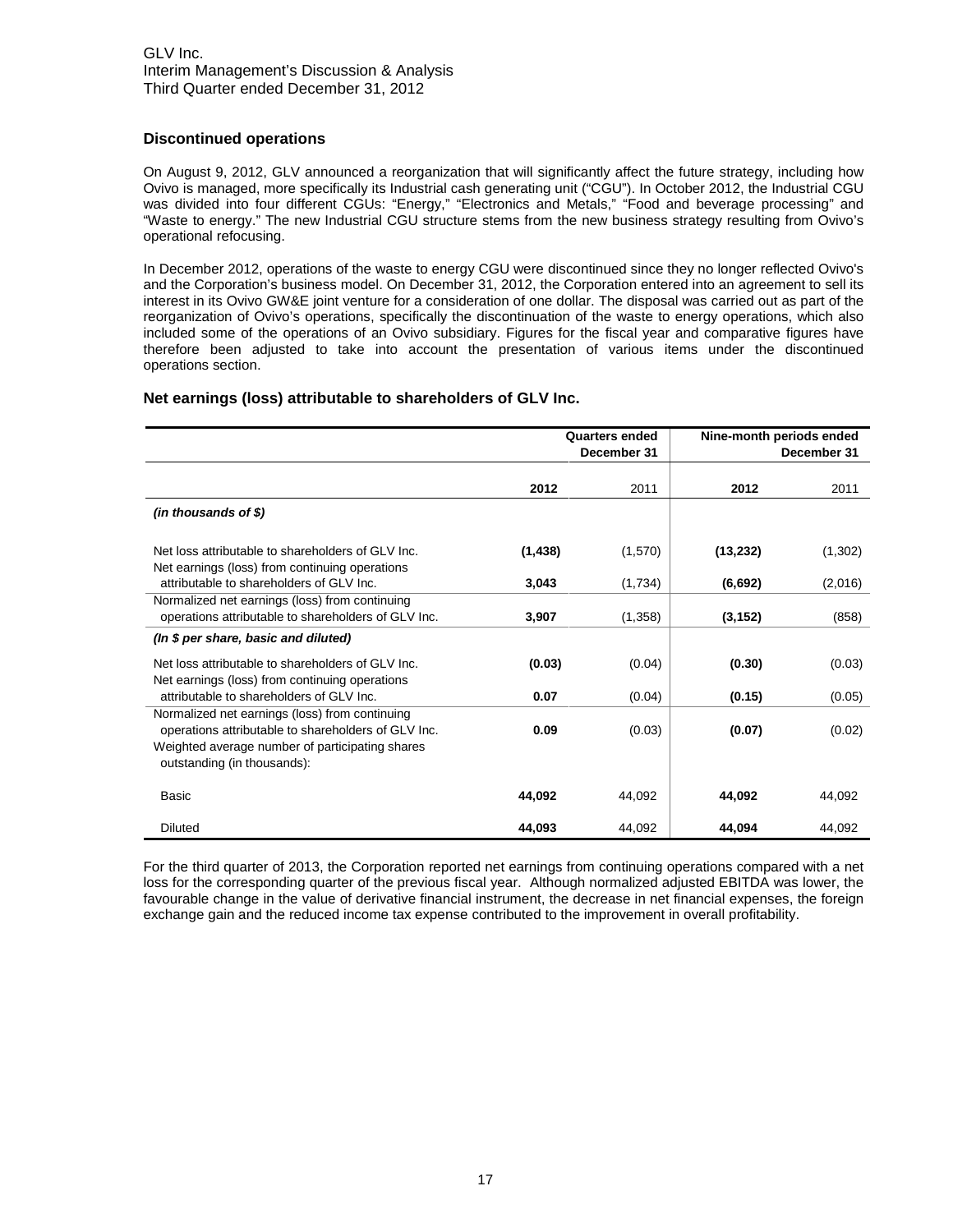## Discontinued operations

On August 9, 2012, GLV announced a reorganization that will significantly affect the future strategy, including how Ovivo is managed, more specifically its Industrial cash generating unit ("CGU"). In October 2012, the Industrial CGU was divided into four different CGUs: "Energy," "Electronics and Metals," "Food and beverage processing" and "Waste to energy." The new Industrial CGU structure stems from the new business strategy resulting from Ovivo's operational refocusing.

In December 2012, operations of the waste to energy CGU were discontinued since they no longer reflected Ovivo's and the Corporation's business model. On December 31, 2012, the Corporation entered into an agreement to sell its interest in its Ovivo GW&E joint venture for a consideration of one dollar. The disposal was carried out as part of the reorganization of Ovivo's operations, specifically the discontinuation of the waste to energy operations, which also included some of the operations of an Ovivo subsidiary. Figures for the fiscal year and comparative figures have therefore been adjusted to take into account the presentation of various items under the discontinued operations section.

## Net earnings (loss) attributable to shareholders of GLV Inc.

| | Quarters ended December 31 | | Nine-month periods ended December 31 | |
|---|---|---|---|---|
| | **2012** | 2011 | **2012** | 2011 |
| ***(in thousands of $)*** | | | | |
| Net loss attributable to shareholders of GLV Inc. | **(1,438)** | (1,570) | **(13,232)** | (1,302) |
| Net earnings (loss) from continuing operations attributable to shareholders of GLV Inc. | **3,043** | (1,734) | **(6,692)** | (2,016) |
| Normalized net earnings (loss) from continuing operations attributable to shareholders of GLV Inc. | **3,907** | (1,358) | **(3,152)** | (858) |
| ***(In $ per share, basic and diluted)*** | | | | |
| Net loss attributable to shareholders of GLV Inc. | **(0.03)** | (0.04) | **(0.30)** | (0.03) |
| Net earnings (loss) from continuing operations attributable to shareholders of GLV Inc. | **0.07** | (0.04) | **(0.15)** | (0.05) |
| Normalized net earnings (loss) from continuing operations attributable to shareholders of GLV Inc. | **0.09** | (0.03) | **(0.07)** | (0.02) |
| Weighted average number of participating shares outstanding (in thousands): | | | | |
| Basic | **44,092** | 44,092 | **44,092** | 44,092 |
| Diluted | **44,093** | 44,092 | **44,094** | 44,092 |

For the third quarter of 2013, the Corporation reported net earnings from continuing operations compared with a net loss for the corresponding quarter of the previous fiscal year. Although normalized adjusted EBITDA was lower, the favourable change in the value of derivative financial instrument, the decrease in net financial expenses, the foreign exchange gain and the reduced income tax expense contributed to the improvement in overall profitability.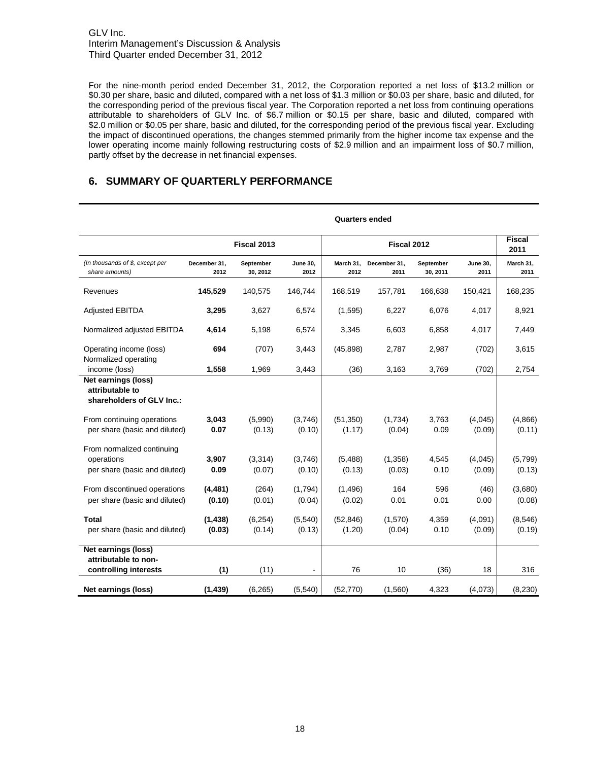For the nine-month period ended December 31, 2012, the Corporation reported a net loss of $13.2 million or $0.30 per share, basic and diluted, compared with a net loss of $1.3 million or $0.03 per share, basic and diluted, for the corresponding period of the previous fiscal year. The Corporation reported a net loss from continuing operations attributable to shareholders of GLV Inc. of $6.7 million or $0.15 per share, basic and diluted, compared with $2.0 million or $0.05 per share, basic and diluted, for the corresponding period of the previous fiscal year. Excluding the impact of discontinued operations, the changes stemmed primarily from the higher income tax expense and the lower operating income mainly following restructuring costs of $2.9 million and an impairment loss of $0.7 million, partly offset by the decrease in net financial expenses.

## 6. SUMMARY OF QUARTERLY PERFORMANCE

| | Quarters ended | | | | | | | |
|---|---|---|---|---|---|---|---|---|
| | Fiscal 2013 | | | Fiscal 2012 | | | | Fiscal 2011 |
| *(In thousands of $, except per share amounts)* | December 31, 2012 | September 30, 2012 | June 30, 2012 | March 31, 2012 | December 31, 2011 | September 30, 2011 | June 30, 2011 | March 31, 2011 |
| Revenues | **145,529** | 140,575 | 146,744 | 168,519 | 157,781 | 166,638 | 150,421 | 168,235 |
| Adjusted EBITDA | **3,295** | 3,627 | 6,574 | (1,595) | 6,227 | 6,076 | 4,017 | 8,921 |
| Normalized adjusted EBITDA | **4,614** | 5,198 | 6,574 | 3,345 | 6,603 | 6,858 | 4,017 | 7,449 |
| Operating income (loss) | **694** | (707) | 3,443 | (45,898) | 2,787 | 2,987 | (702) | 3,615 |
| Normalized operating income (loss) | **1,558** | 1,969 | 3,443 | (36) | 3,163 | 3,769 | (702) | 2,754 |
| **Net earnings (loss) attributable to shareholders of GLV Inc.:** | | | | | | | | |
| From continuing operations | **3,043** | (5,990) | (3,746) | (51,350) | (1,734) | 3,763 | (4,045) | (4,866) |
| per share (basic and diluted) | **0.07** | (0.13) | (0.10) | (1.17) | (0.04) | 0.09 | (0.09) | (0.11) |
| From normalized continuing operations | **3,907** | (3,314) | (3,746) | (5,488) | (1,358) | 4,545 | (4,045) | (5,799) |
| per share (basic and diluted) | **0.09** | (0.07) | (0.10) | (0.13) | (0.03) | 0.10 | (0.09) | (0.13) |
| From discontinued operations | **(4,481)** | (264) | (1,794) | (1,496) | 164 | 596 | (46) | (3,680) |
| per share (basic and diluted) | **(0.10)** | (0.01) | (0.04) | (0.02) | 0.01 | 0.01 | 0.00 | (0.08) |
| **Total** | **(1,438)** | (6,254) | (5,540) | (52,846) | (1,570) | 4,359 | (4,091) | (8,546) |
| per share (basic and diluted) | **(0.03)** | (0.14) | (0.13) | (1.20) | (0.04) | 0.10 | (0.09) | (0.19) |
| **Net earnings (loss) attributable to non-controlling interests** | **(1)** | (11) | - | 76 | 10 | (36) | 18 | 316 |
| **Net earnings (loss)** | **(1,439)** | (6,265) | (5,540) | (52,770) | (1,560) | 4,323 | (4,073) | (8,230) |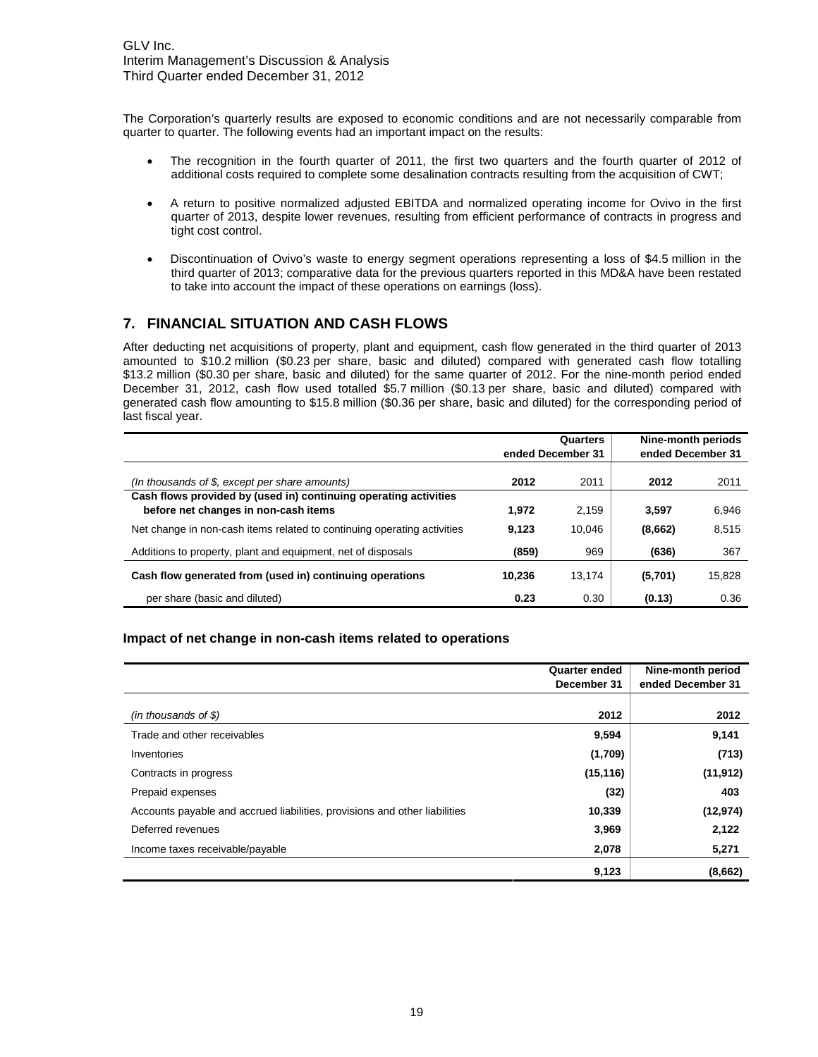The Corporation's quarterly results are exposed to economic conditions and are not necessarily comparable from quarter to quarter. The following events had an important impact on the results:

- The recognition in the fourth quarter of 2011, the first two quarters and the fourth quarter of 2012 of additional costs required to complete some desalination contracts resulting from the acquisition of CWT;
- A return to positive normalized adjusted EBITDA and normalized operating income for Ovivo in the first quarter of 2013, despite lower revenues, resulting from efficient performance of contracts in progress and tight cost control.
- Discontinuation of Ovivo's waste to energy segment operations representing a loss of \$4.5 million in the third quarter of 2013; comparative data for the previous quarters reported in this MD&A have been restated to take into account the impact of these operations on earnings (loss).

## 7. FINANCIAL SITUATION AND CASH FLOWS

After deducting net acquisitions of property, plant and equipment, cash flow generated in the third quarter of 2013 amounted to \$10.2 million (\$0.23 per share, basic and diluted) compared with generated cash flow totalling \$13.2 million (\$0.30 per share, basic and diluted) for the same quarter of 2012. For the nine-month period ended December 31, 2012, cash flow used totalled \$5.7 million (\$0.13 per share, basic and diluted) compared with generated cash flow amounting to \$15.8 million (\$0.36 per share, basic and diluted) for the corresponding period of last fiscal year.

| | Quarters ended December 31 | | Nine-month periods ended December 31 | |
|---|---|---|---|---|
| *(In thousands of \$, except per share amounts)* | **2012** | 2011 | **2012** | 2011 |
| **Cash flows provided by (used in) continuing operating activities before net changes in non-cash items** | **1,972** | 2,159 | **3,597** | 6,946 |
| Net change in non-cash items related to continuing operating activities | **9,123** | 10,046 | **(8,662)** | 8,515 |
| Additions to property, plant and equipment, net of disposals | **(859)** | 969 | **(636)** | 367 |
| **Cash flow generated from (used in) continuing operations** | **10,236** | 13,174 | **(5,701)** | 15,828 |
| per share (basic and diluted) | **0.23** | 0.30 | **(0.13)** | 0.36 |

### Impact of net change in non-cash items related to operations

| | Quarter ended December 31 | Nine-month period ended December 31 |
|---|---|---|
| *(in thousands of \$)* | **2012** | **2012** |
| Trade and other receivables | **9,594** | **9,141** |
| Inventories | **(1,709)** | **(713)** |
| Contracts in progress | **(15,116)** | **(11,912)** |
| Prepaid expenses | **(32)** | **403** |
| Accounts payable and accrued liabilities, provisions and other liabilities | **10,339** | **(12,974)** |
| Deferred revenues | **3,969** | **2,122** |
| Income taxes receivable/payable | **2,078** | **5,271** |
| | **9,123** | **(8,662)** |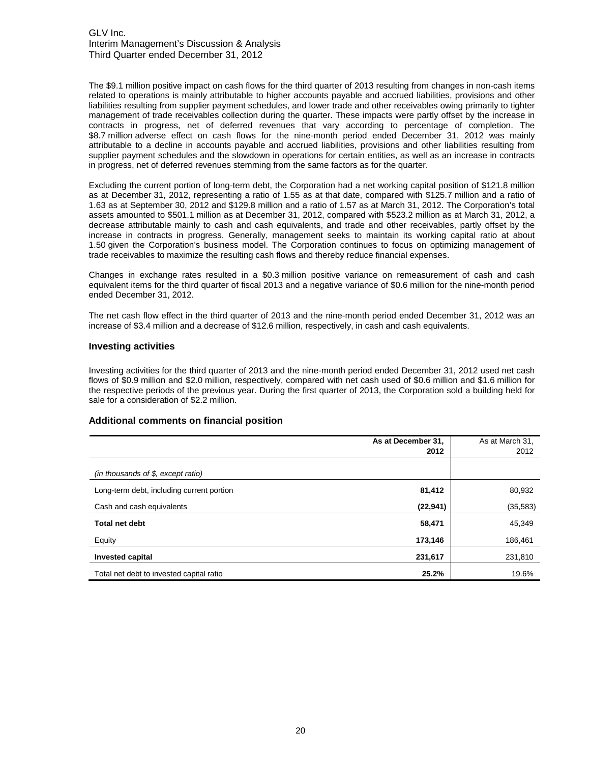The $9.1 million positive impact on cash flows for the third quarter of 2013 resulting from changes in non-cash items related to operations is mainly attributable to higher accounts payable and accrued liabilities, provisions and other liabilities resulting from supplier payment schedules, and lower trade and other receivables owing primarily to tighter management of trade receivables collection during the quarter. These impacts were partly offset by the increase in contracts in progress, net of deferred revenues that vary according to percentage of completion. The $8.7 million adverse effect on cash flows for the nine-month period ended December 31, 2012 was mainly attributable to a decline in accounts payable and accrued liabilities, provisions and other liabilities resulting from supplier payment schedules and the slowdown in operations for certain entities, as well as an increase in contracts in progress, net of deferred revenues stemming from the same factors as for the quarter.

Excluding the current portion of long-term debt, the Corporation had a net working capital position of $121.8 million as at December 31, 2012, representing a ratio of 1.55 as at that date, compared with $125.7 million and a ratio of 1.63 as at September 30, 2012 and $129.8 million and a ratio of 1.57 as at March 31, 2012. The Corporation's total assets amounted to $501.1 million as at December 31, 2012, compared with $523.2 million as at March 31, 2012, a decrease attributable mainly to cash and cash equivalents, and trade and other receivables, partly offset by the increase in contracts in progress. Generally, management seeks to maintain its working capital ratio at about 1.50 given the Corporation's business model. The Corporation continues to focus on optimizing management of trade receivables to maximize the resulting cash flows and thereby reduce financial expenses.

Changes in exchange rates resulted in a $0.3 million positive variance on remeasurement of cash and cash equivalent items for the third quarter of fiscal 2013 and a negative variance of $0.6 million for the nine-month period ended December 31, 2012.

The net cash flow effect in the third quarter of 2013 and the nine-month period ended December 31, 2012 was an increase of $3.4 million and a decrease of $12.6 million, respectively, in cash and cash equivalents.

### Investing activities

Investing activities for the third quarter of 2013 and the nine-month period ended December 31, 2012 used net cash flows of $0.9 million and $2.0 million, respectively, compared with net cash used of $0.6 million and $1.6 million for the respective periods of the previous year. During the first quarter of 2013, the Corporation sold a building held for sale for a consideration of $2.2 million.

### Additional comments on financial position

| | **As at December 31, 2012** | As at March 31, 2012 |
|---|---|---|
| *(in thousands of $, except ratio)* | | |
| Long-term debt, including current portion | **81,412** | 80,932 |
| Cash and cash equivalents | **(22,941)** | (35,583) |
| **Total net debt** | **58,471** | 45,349 |
| Equity | **173,146** | 186,461 |
| **Invested capital** | **231,617** | 231,810 |
| Total net debt to invested capital ratio | **25.2%** | 19.6% |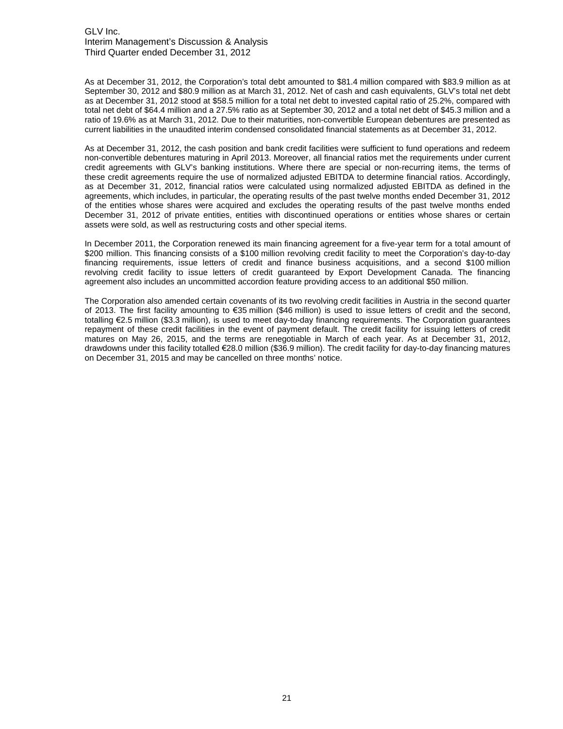As at December 31, 2012, the Corporation's total debt amounted to $81.4 million compared with $83.9 million as at September 30, 2012 and $80.9 million as at March 31, 2012. Net of cash and cash equivalents, GLV's total net debt as at December 31, 2012 stood at $58.5 million for a total net debt to invested capital ratio of 25.2%, compared with total net debt of $64.4 million and a 27.5% ratio as at September 30, 2012 and a total net debt of $45.3 million and a ratio of 19.6% as at March 31, 2012. Due to their maturities, non-convertible European debentures are presented as current liabilities in the unaudited interim condensed consolidated financial statements as at December 31, 2012.

As at December 31, 2012, the cash position and bank credit facilities were sufficient to fund operations and redeem non-convertible debentures maturing in April 2013. Moreover, all financial ratios met the requirements under current credit agreements with GLV's banking institutions. Where there are special or non-recurring items, the terms of these credit agreements require the use of normalized adjusted EBITDA to determine financial ratios. Accordingly, as at December 31, 2012, financial ratios were calculated using normalized adjusted EBITDA as defined in the agreements, which includes, in particular, the operating results of the past twelve months ended December 31, 2012 of the entities whose shares were acquired and excludes the operating results of the past twelve months ended December 31, 2012 of private entities, entities with discontinued operations or entities whose shares or certain assets were sold, as well as restructuring costs and other special items.

In December 2011, the Corporation renewed its main financing agreement for a five-year term for a total amount of $200 million. This financing consists of a $100 million revolving credit facility to meet the Corporation's day-to-day financing requirements, issue letters of credit and finance business acquisitions, and a second $100 million revolving credit facility to issue letters of credit guaranteed by Export Development Canada. The financing agreement also includes an uncommitted accordion feature providing access to an additional $50 million.

The Corporation also amended certain covenants of its two revolving credit facilities in Austria in the second quarter of 2013. The first facility amounting to €35 million ($46 million) is used to issue letters of credit and the second, totalling €2.5 million ($3.3 million), is used to meet day-to-day financing requirements. The Corporation guarantees repayment of these credit facilities in the event of payment default. The credit facility for issuing letters of credit matures on May 26, 2015, and the terms are renegotiable in March of each year. As at December 31, 2012, drawdowns under this facility totalled €28.0 million ($36.9 million). The credit facility for day-to-day financing matures on December 31, 2015 and may be cancelled on three months' notice.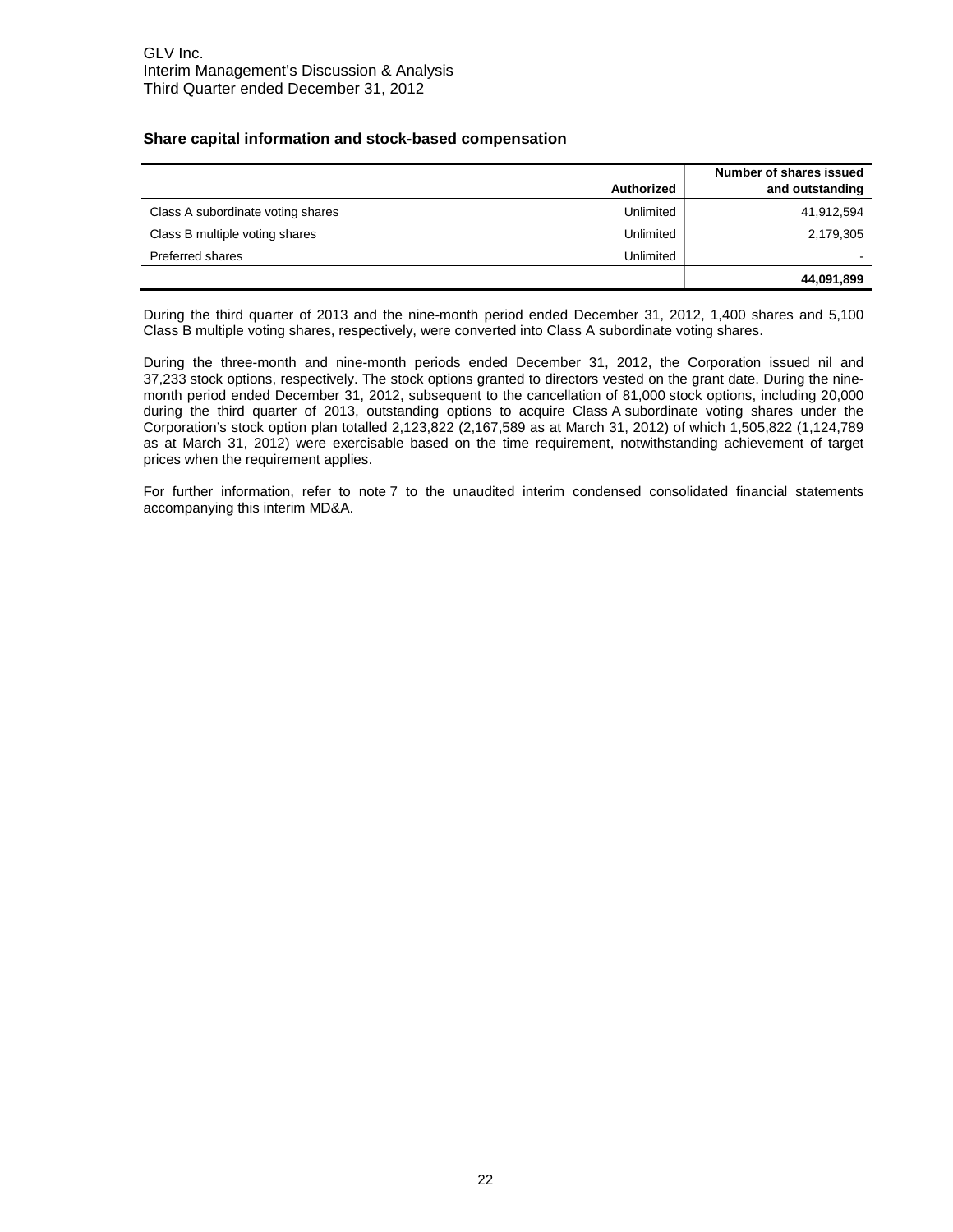## Share capital information and stock-based compensation

| | Authorized | Number of shares issued and outstanding |
|---|---|---|
| Class A subordinate voting shares | Unlimited | 41,912,594 |
| Class B multiple voting shares | Unlimited | 2,179,305 |
| Preferred shares | Unlimited | - |
| | | **44,091,899** |

During the third quarter of 2013 and the nine-month period ended December 31, 2012, 1,400 shares and 5,100 Class B multiple voting shares, respectively, were converted into Class A subordinate voting shares.

During the three-month and nine-month periods ended December 31, 2012, the Corporation issued nil and 37,233 stock options, respectively. The stock options granted to directors vested on the grant date. During the nine-month period ended December 31, 2012, subsequent to the cancellation of 81,000 stock options, including 20,000 during the third quarter of 2013, outstanding options to acquire Class A subordinate voting shares under the Corporation's stock option plan totalled 2,123,822 (2,167,589 as at March 31, 2012) of which 1,505,822 (1,124,789 as at March 31, 2012) were exercisable based on the time requirement, notwithstanding achievement of target prices when the requirement applies.

For further information, refer to note 7 to the unaudited interim condensed consolidated financial statements accompanying this interim MD&A.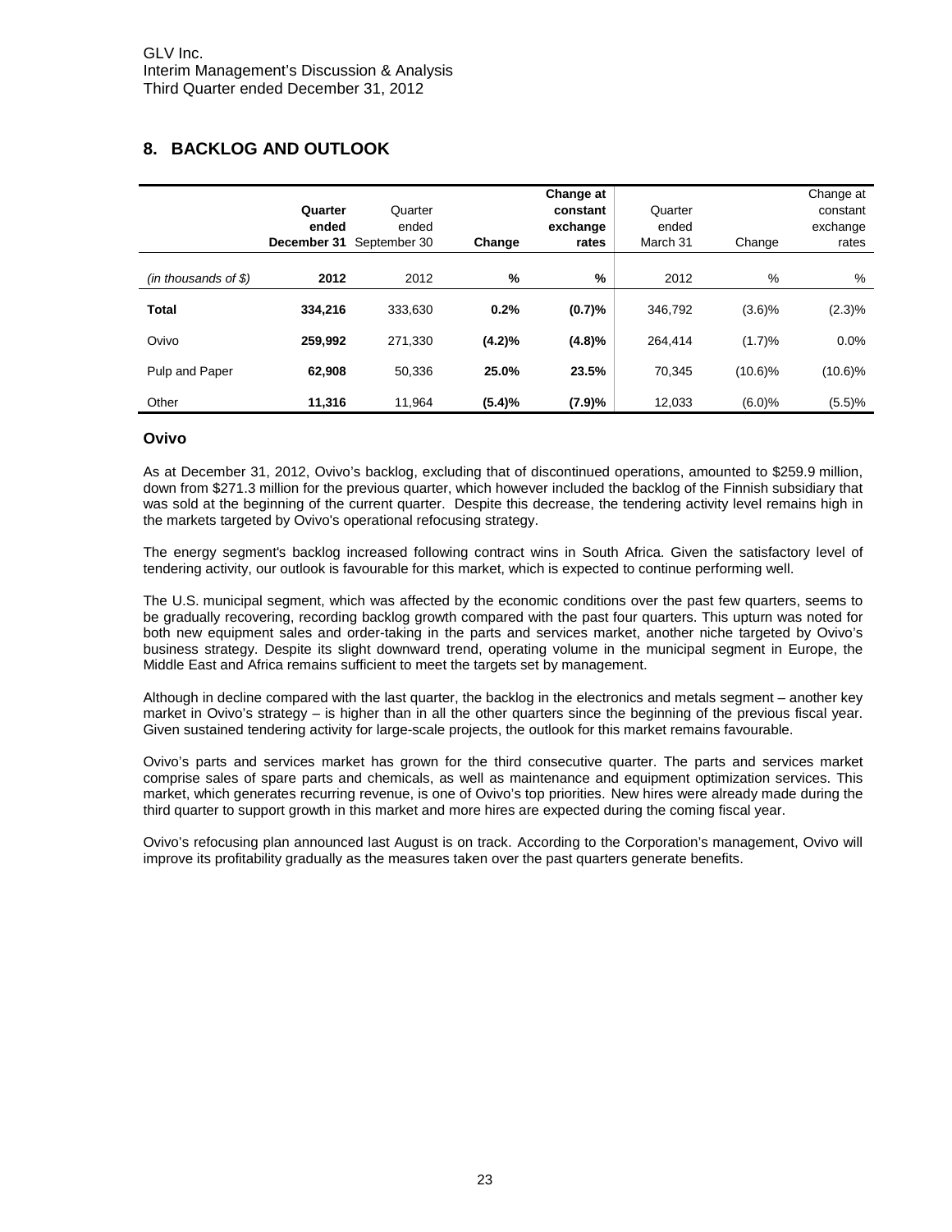## 8. BACKLOG AND OUTLOOK

| (in thousands of $) | **Quarter ended December 31 2012** | Quarter ended September 30 2012 | **Change %** | **Change at constant exchange rates %** | Quarter ended March 31 2012 | Change % | Change at constant exchange rates % |
|---|---|---|---|---|---|---|---|
| **Total** | **334,216** | 333,630 | **0.2%** | **(0.7)%** | 346,792 | (3.6)% | (2.3)% |
| Ovivo | **259,992** | 271,330 | **(4.2)%** | **(4.8)%** | 264,414 | (1.7)% | 0.0% |
| Pulp and Paper | **62,908** | 50,336 | **25.0%** | **23.5%** | 70,345 | (10.6)% | (10.6)% |
| Other | **11,316** | 11,964 | **(5.4)%** | **(7.9)%** | 12,033 | (6.0)% | (5.5)% |

### Ovivo

As at December 31, 2012, Ovivo's backlog, excluding that of discontinued operations, amounted to $259.9 million, down from $271.3 million for the previous quarter, which however included the backlog of the Finnish subsidiary that was sold at the beginning of the current quarter. Despite this decrease, the tendering activity level remains high in the markets targeted by Ovivo's operational refocusing strategy.

The energy segment's backlog increased following contract wins in South Africa. Given the satisfactory level of tendering activity, our outlook is favourable for this market, which is expected to continue performing well.

The U.S. municipal segment, which was affected by the economic conditions over the past few quarters, seems to be gradually recovering, recording backlog growth compared with the past four quarters. This upturn was noted for both new equipment sales and order-taking in the parts and services market, another niche targeted by Ovivo's business strategy. Despite its slight downward trend, operating volume in the municipal segment in Europe, the Middle East and Africa remains sufficient to meet the targets set by management.

Although in decline compared with the last quarter, the backlog in the electronics and metals segment – another key market in Ovivo's strategy – is higher than in all the other quarters since the beginning of the previous fiscal year. Given sustained tendering activity for large-scale projects, the outlook for this market remains favourable.

Ovivo's parts and services market has grown for the third consecutive quarter. The parts and services market comprise sales of spare parts and chemicals, as well as maintenance and equipment optimization services. This market, which generates recurring revenue, is one of Ovivo's top priorities. New hires were already made during the third quarter to support growth in this market and more hires are expected during the coming fiscal year.

Ovivo's refocusing plan announced last August is on track. According to the Corporation's management, Ovivo will improve its profitability gradually as the measures taken over the past quarters generate benefits.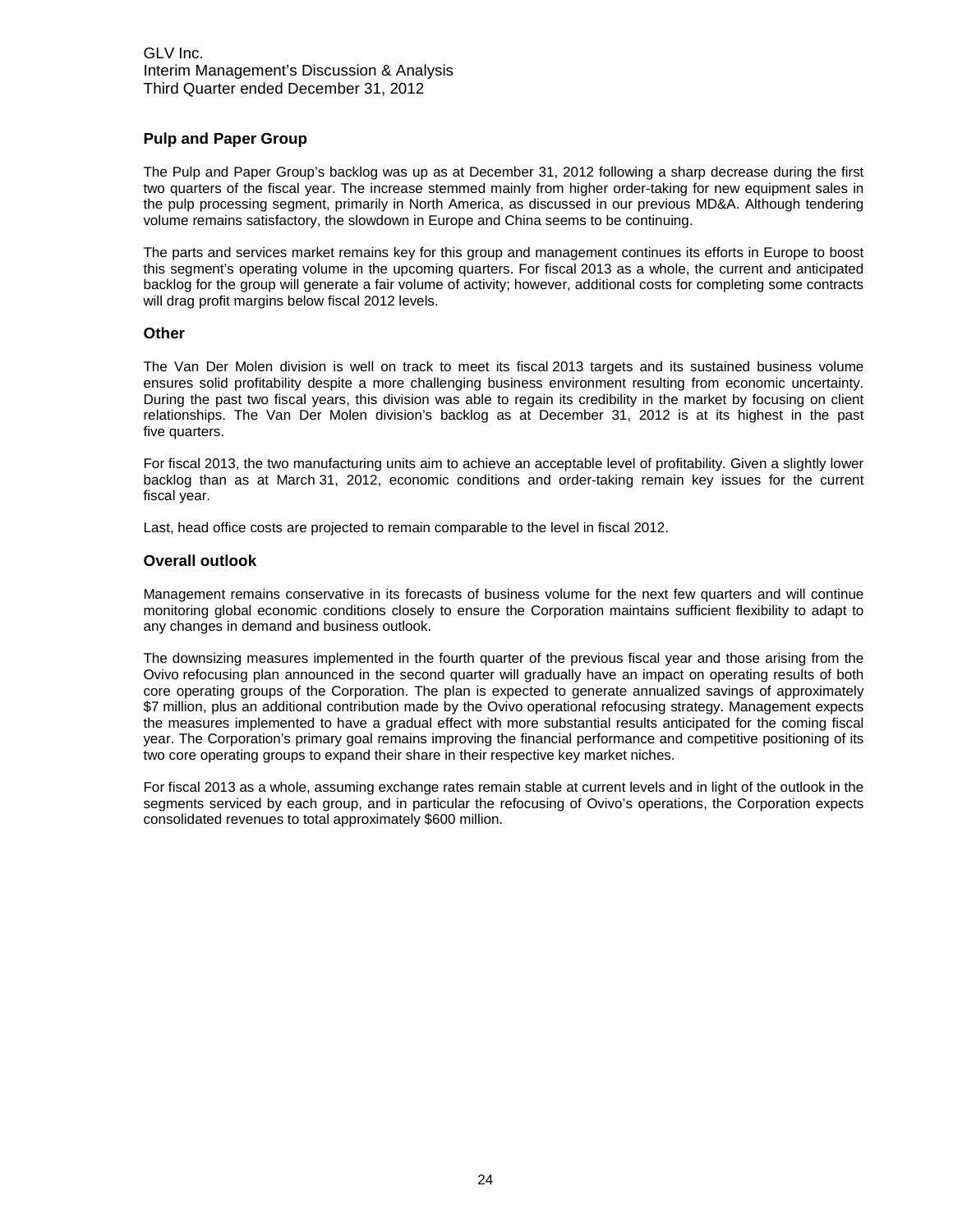## Pulp and Paper Group

The Pulp and Paper Group's backlog was up as at December 31, 2012 following a sharp decrease during the first two quarters of the fiscal year. The increase stemmed mainly from higher order-taking for new equipment sales in the pulp processing segment, primarily in North America, as discussed in our previous MD&A. Although tendering volume remains satisfactory, the slowdown in Europe and China seems to be continuing.

The parts and services market remains key for this group and management continues its efforts in Europe to boost this segment's operating volume in the upcoming quarters. For fiscal 2013 as a whole, the current and anticipated backlog for the group will generate a fair volume of activity; however, additional costs for completing some contracts will drag profit margins below fiscal 2012 levels.

## Other

The Van Der Molen division is well on track to meet its fiscal 2013 targets and its sustained business volume ensures solid profitability despite a more challenging business environment resulting from economic uncertainty. During the past two fiscal years, this division was able to regain its credibility in the market by focusing on client relationships. The Van Der Molen division's backlog as at December 31, 2012 is at its highest in the past five quarters.

For fiscal 2013, the two manufacturing units aim to achieve an acceptable level of profitability. Given a slightly lower backlog than as at March 31, 2012, economic conditions and order-taking remain key issues for the current fiscal year.

Last, head office costs are projected to remain comparable to the level in fiscal 2012.

## Overall outlook

Management remains conservative in its forecasts of business volume for the next few quarters and will continue monitoring global economic conditions closely to ensure the Corporation maintains sufficient flexibility to adapt to any changes in demand and business outlook.

The downsizing measures implemented in the fourth quarter of the previous fiscal year and those arising from the Ovivo refocusing plan announced in the second quarter will gradually have an impact on operating results of both core operating groups of the Corporation. The plan is expected to generate annualized savings of approximately $7 million, plus an additional contribution made by the Ovivo operational refocusing strategy. Management expects the measures implemented to have a gradual effect with more substantial results anticipated for the coming fiscal year. The Corporation's primary goal remains improving the financial performance and competitive positioning of its two core operating groups to expand their share in their respective key market niches.

For fiscal 2013 as a whole, assuming exchange rates remain stable at current levels and in light of the outlook in the segments serviced by each group, and in particular the refocusing of Ovivo's operations, the Corporation expects consolidated revenues to total approximately $600 million.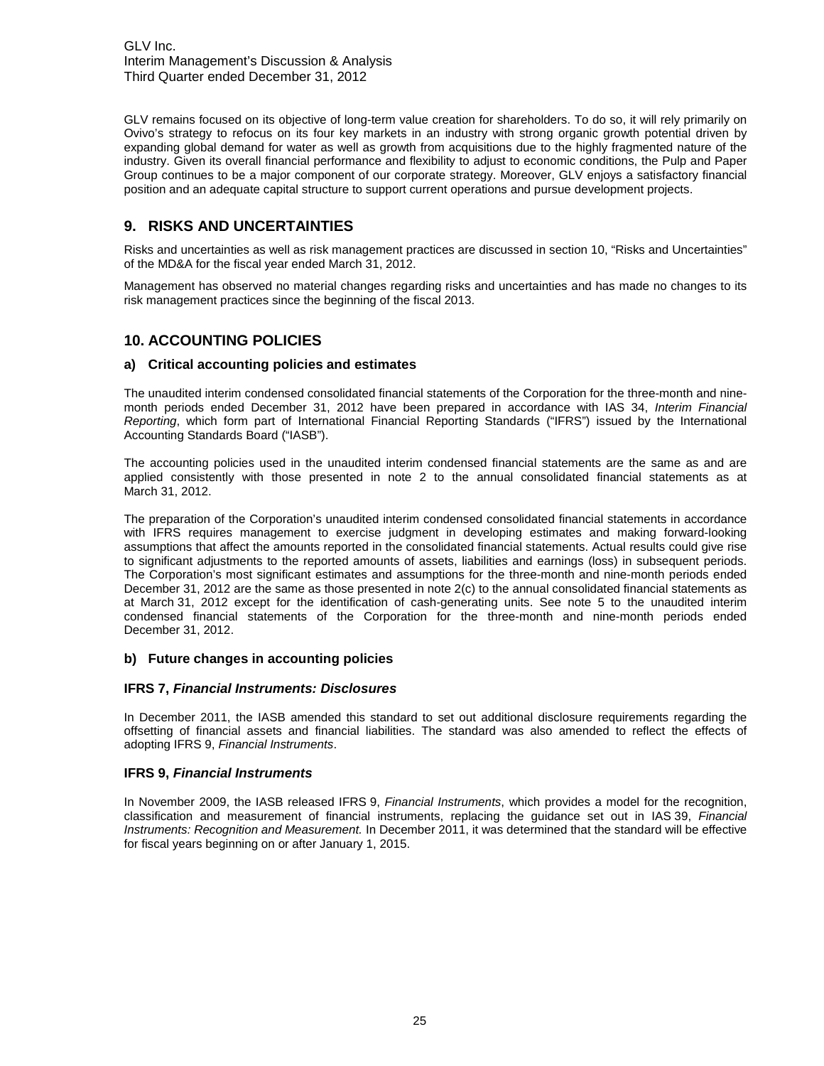GLV remains focused on its objective of long-term value creation for shareholders. To do so, it will rely primarily on Ovivo's strategy to refocus on its four key markets in an industry with strong organic growth potential driven by expanding global demand for water as well as growth from acquisitions due to the highly fragmented nature of the industry. Given its overall financial performance and flexibility to adjust to economic conditions, the Pulp and Paper Group continues to be a major component of our corporate strategy. Moreover, GLV enjoys a satisfactory financial position and an adequate capital structure to support current operations and pursue development projects.

## 9. RISKS AND UNCERTAINTIES

Risks and uncertainties as well as risk management practices are discussed in section 10, "Risks and Uncertainties" of the MD&A for the fiscal year ended March 31, 2012.

Management has observed no material changes regarding risks and uncertainties and has made no changes to its risk management practices since the beginning of the fiscal 2013.

## 10. ACCOUNTING POLICIES

### a) Critical accounting policies and estimates

The unaudited interim condensed consolidated financial statements of the Corporation for the three-month and nine-month periods ended December 31, 2012 have been prepared in accordance with IAS 34, *Interim Financial Reporting*, which form part of International Financial Reporting Standards ("IFRS") issued by the International Accounting Standards Board ("IASB").

The accounting policies used in the unaudited interim condensed financial statements are the same as and are applied consistently with those presented in note 2 to the annual consolidated financial statements as at March 31, 2012.

The preparation of the Corporation's unaudited interim condensed consolidated financial statements in accordance with IFRS requires management to exercise judgment in developing estimates and making forward-looking assumptions that affect the amounts reported in the consolidated financial statements. Actual results could give rise to significant adjustments to the reported amounts of assets, liabilities and earnings (loss) in subsequent periods. The Corporation's most significant estimates and assumptions for the three-month and nine-month periods ended December 31, 2012 are the same as those presented in note 2(c) to the annual consolidated financial statements as at March 31, 2012 except for the identification of cash-generating units. See note 5 to the unaudited interim condensed financial statements of the Corporation for the three-month and nine-month periods ended December 31, 2012.

### b) Future changes in accounting policies

#### IFRS 7, *Financial Instruments: Disclosures*

In December 2011, the IASB amended this standard to set out additional disclosure requirements regarding the offsetting of financial assets and financial liabilities. The standard was also amended to reflect the effects of adopting IFRS 9, *Financial Instruments*.

#### IFRS 9, *Financial Instruments*

In November 2009, the IASB released IFRS 9, *Financial Instruments*, which provides a model for the recognition, classification and measurement of financial instruments, replacing the guidance set out in IAS 39, *Financial Instruments: Recognition and Measurement.* In December 2011, it was determined that the standard will be effective for fiscal years beginning on or after January 1, 2015.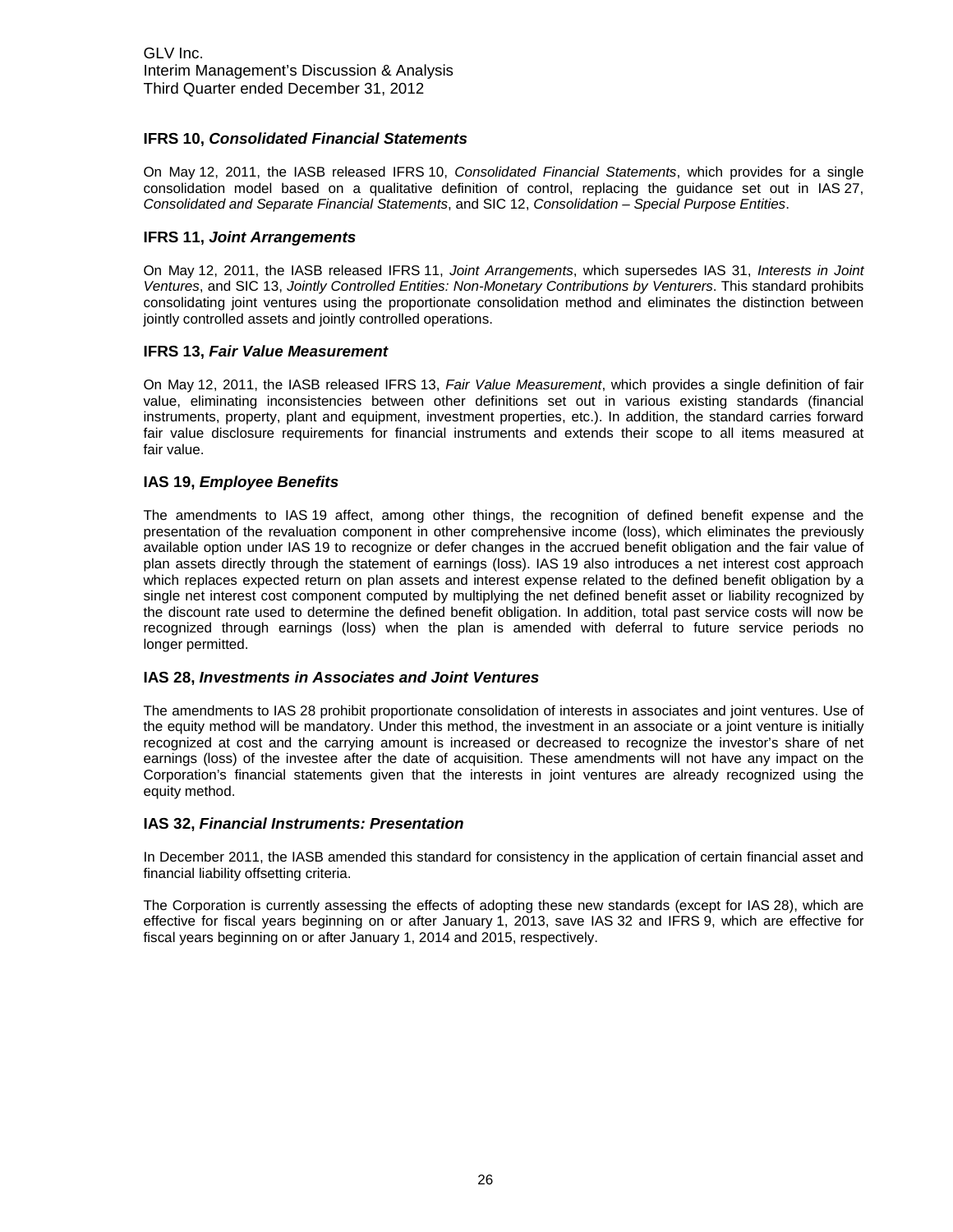### IFRS 10, *Consolidated Financial Statements*

On May 12, 2011, the IASB released IFRS 10, *Consolidated Financial Statements*, which provides for a single consolidation model based on a qualitative definition of control, replacing the guidance set out in IAS 27, *Consolidated and Separate Financial Statements*, and SIC 12, *Consolidation – Special Purpose Entities*.

### IFRS 11, *Joint Arrangements*

On May 12, 2011, the IASB released IFRS 11, *Joint Arrangements*, which supersedes IAS 31, *Interests in Joint Ventures*, and SIC 13, *Jointly Controlled Entities: Non-Monetary Contributions by Venturers*. This standard prohibits consolidating joint ventures using the proportionate consolidation method and eliminates the distinction between jointly controlled assets and jointly controlled operations.

### IFRS 13, *Fair Value Measurement*

On May 12, 2011, the IASB released IFRS 13, *Fair Value Measurement*, which provides a single definition of fair value, eliminating inconsistencies between other definitions set out in various existing standards (financial instruments, property, plant and equipment, investment properties, etc.). In addition, the standard carries forward fair value disclosure requirements for financial instruments and extends their scope to all items measured at fair value.

### IAS 19, *Employee Benefits*

The amendments to IAS 19 affect, among other things, the recognition of defined benefit expense and the presentation of the revaluation component in other comprehensive income (loss), which eliminates the previously available option under IAS 19 to recognize or defer changes in the accrued benefit obligation and the fair value of plan assets directly through the statement of earnings (loss). IAS 19 also introduces a net interest cost approach which replaces expected return on plan assets and interest expense related to the defined benefit obligation by a single net interest cost component computed by multiplying the net defined benefit asset or liability recognized by the discount rate used to determine the defined benefit obligation. In addition, total past service costs will now be recognized through earnings (loss) when the plan is amended with deferral to future service periods no longer permitted.

### IAS 28, *Investments in Associates and Joint Ventures*

The amendments to IAS 28 prohibit proportionate consolidation of interests in associates and joint ventures. Use of the equity method will be mandatory. Under this method, the investment in an associate or a joint venture is initially recognized at cost and the carrying amount is increased or decreased to recognize the investor's share of net earnings (loss) of the investee after the date of acquisition. These amendments will not have any impact on the Corporation's financial statements given that the interests in joint ventures are already recognized using the equity method.

### IAS 32, *Financial Instruments: Presentation*

In December 2011, the IASB amended this standard for consistency in the application of certain financial asset and financial liability offsetting criteria.

The Corporation is currently assessing the effects of adopting these new standards (except for IAS 28), which are effective for fiscal years beginning on or after January 1, 2013, save IAS 32 and IFRS 9, which are effective for fiscal years beginning on or after January 1, 2014 and 2015, respectively.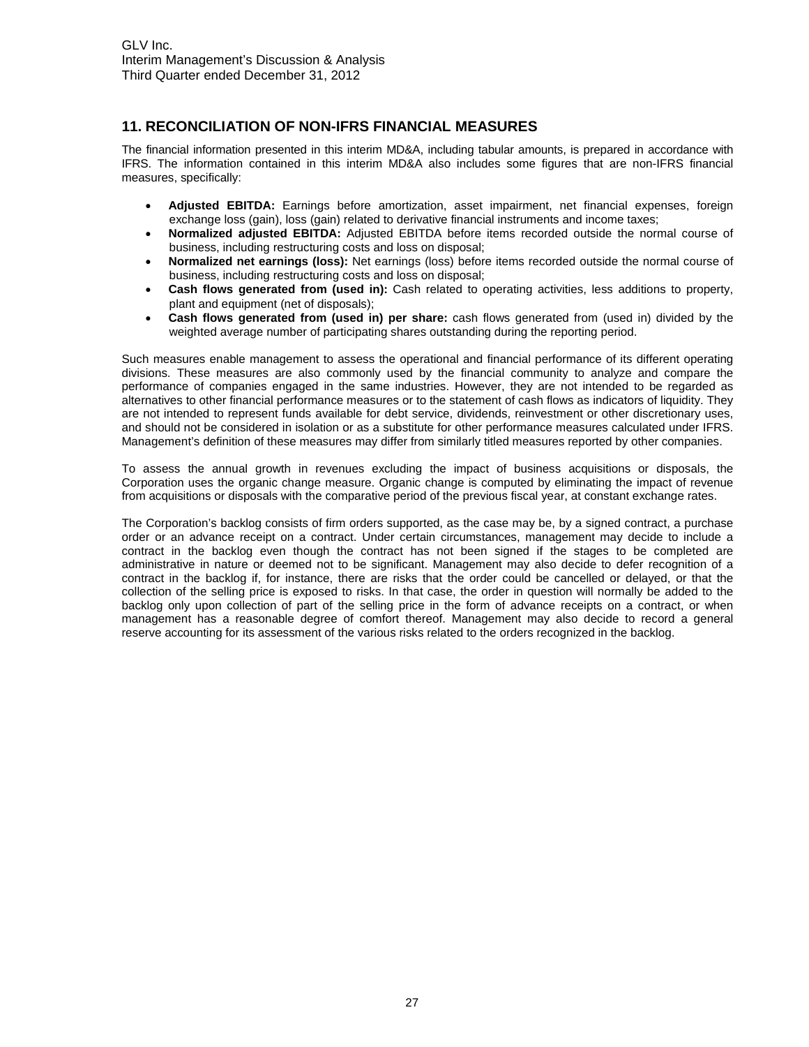## 11. RECONCILIATION OF NON-IFRS FINANCIAL MEASURES

The financial information presented in this interim MD&A, including tabular amounts, is prepared in accordance with IFRS. The information contained in this interim MD&A also includes some figures that are non-IFRS financial measures, specifically:

- **Adjusted EBITDA:** Earnings before amortization, asset impairment, net financial expenses, foreign exchange loss (gain), loss (gain) related to derivative financial instruments and income taxes;
- **Normalized adjusted EBITDA:** Adjusted EBITDA before items recorded outside the normal course of business, including restructuring costs and loss on disposal;
- **Normalized net earnings (loss):** Net earnings (loss) before items recorded outside the normal course of business, including restructuring costs and loss on disposal;
- **Cash flows generated from (used in):** Cash related to operating activities, less additions to property, plant and equipment (net of disposals);
- **Cash flows generated from (used in) per share:** cash flows generated from (used in) divided by the weighted average number of participating shares outstanding during the reporting period.

Such measures enable management to assess the operational and financial performance of its different operating divisions. These measures are also commonly used by the financial community to analyze and compare the performance of companies engaged in the same industries. However, they are not intended to be regarded as alternatives to other financial performance measures or to the statement of cash flows as indicators of liquidity. They are not intended to represent funds available for debt service, dividends, reinvestment or other discretionary uses, and should not be considered in isolation or as a substitute for other performance measures calculated under IFRS. Management's definition of these measures may differ from similarly titled measures reported by other companies.

To assess the annual growth in revenues excluding the impact of business acquisitions or disposals, the Corporation uses the organic change measure. Organic change is computed by eliminating the impact of revenue from acquisitions or disposals with the comparative period of the previous fiscal year, at constant exchange rates.

The Corporation's backlog consists of firm orders supported, as the case may be, by a signed contract, a purchase order or an advance receipt on a contract. Under certain circumstances, management may decide to include a contract in the backlog even though the contract has not been signed if the stages to be completed are administrative in nature or deemed not to be significant. Management may also decide to defer recognition of a contract in the backlog if, for instance, there are risks that the order could be cancelled or delayed, or that the collection of the selling price is exposed to risks. In that case, the order in question will normally be added to the backlog only upon collection of part of the selling price in the form of advance receipts on a contract, or when management has a reasonable degree of comfort thereof. Management may also decide to record a general reserve accounting for its assessment of the various risks related to the orders recognized in the backlog.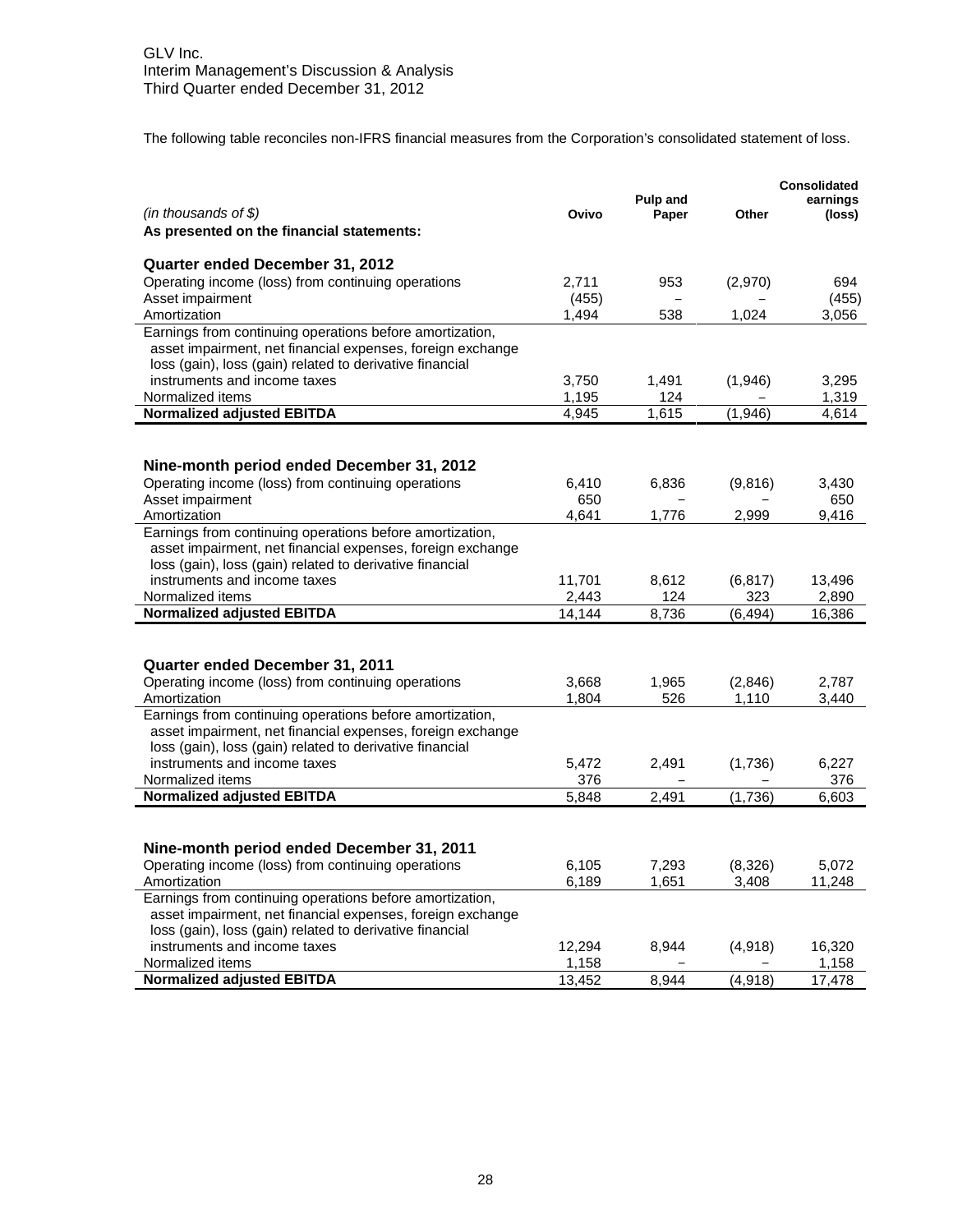The following table reconciles non-IFRS financial measures from the Corporation's consolidated statement of loss.

| *(in thousands of $)* | Ovivo | Pulp and Paper | Other | Consolidated earnings (loss) |
|---|---|---|---|---|
| **As presented on the financial statements:** | | | | |
| **Quarter ended December 31, 2012** | | | | |
| Operating income (loss) from continuing operations | 2,711 | 953 | (2,970) | 694 |
| Asset impairment | (455) | – | – | (455) |
| Amortization | 1,494 | 538 | 1,024 | 3,056 |
| Earnings from continuing operations before amortization, asset impairment, net financial expenses, foreign exchange loss (gain), loss (gain) related to derivative financial instruments and income taxes | 3,750 | 1,491 | (1,946) | 3,295 |
| Normalized items | 1,195 | 124 | – | 1,319 |
| **Normalized adjusted EBITDA** | 4,945 | 1,615 | (1,946) | 4,614 |
| **Nine-month period ended December 31, 2012** | | | | |
| Operating income (loss) from continuing operations | 6,410 | 6,836 | (9,816) | 3,430 |
| Asset impairment | 650 | – | – | 650 |
| Amortization | 4,641 | 1,776 | 2,999 | 9,416 |
| Earnings from continuing operations before amortization, asset impairment, net financial expenses, foreign exchange loss (gain), loss (gain) related to derivative financial instruments and income taxes | 11,701 | 8,612 | (6,817) | 13,496 |
| Normalized items | 2,443 | 124 | 323 | 2,890 |
| **Normalized adjusted EBITDA** | 14,144 | 8,736 | (6,494) | 16,386 |
| **Quarter ended December 31, 2011** | | | | |
| Operating income (loss) from continuing operations | 3,668 | 1,965 | (2,846) | 2,787 |
| Amortization | 1,804 | 526 | 1,110 | 3,440 |
| Earnings from continuing operations before amortization, asset impairment, net financial expenses, foreign exchange loss (gain), loss (gain) related to derivative financial instruments and income taxes | 5,472 | 2,491 | (1,736) | 6,227 |
| Normalized items | 376 | – | – | 376 |
| **Normalized adjusted EBITDA** | 5,848 | 2,491 | (1,736) | 6,603 |
| **Nine-month period ended December 31, 2011** | | | | |
| Operating income (loss) from continuing operations | 6,105 | 7,293 | (8,326) | 5,072 |
| Amortization | 6,189 | 1,651 | 3,408 | 11,248 |
| Earnings from continuing operations before amortization, asset impairment, net financial expenses, foreign exchange loss (gain), loss (gain) related to derivative financial instruments and income taxes | 12,294 | 8,944 | (4,918) | 16,320 |
| Normalized items | 1,158 | – | – | 1,158 |
| **Normalized adjusted EBITDA** | 13,452 | 8,944 | (4,918) | 17,478 |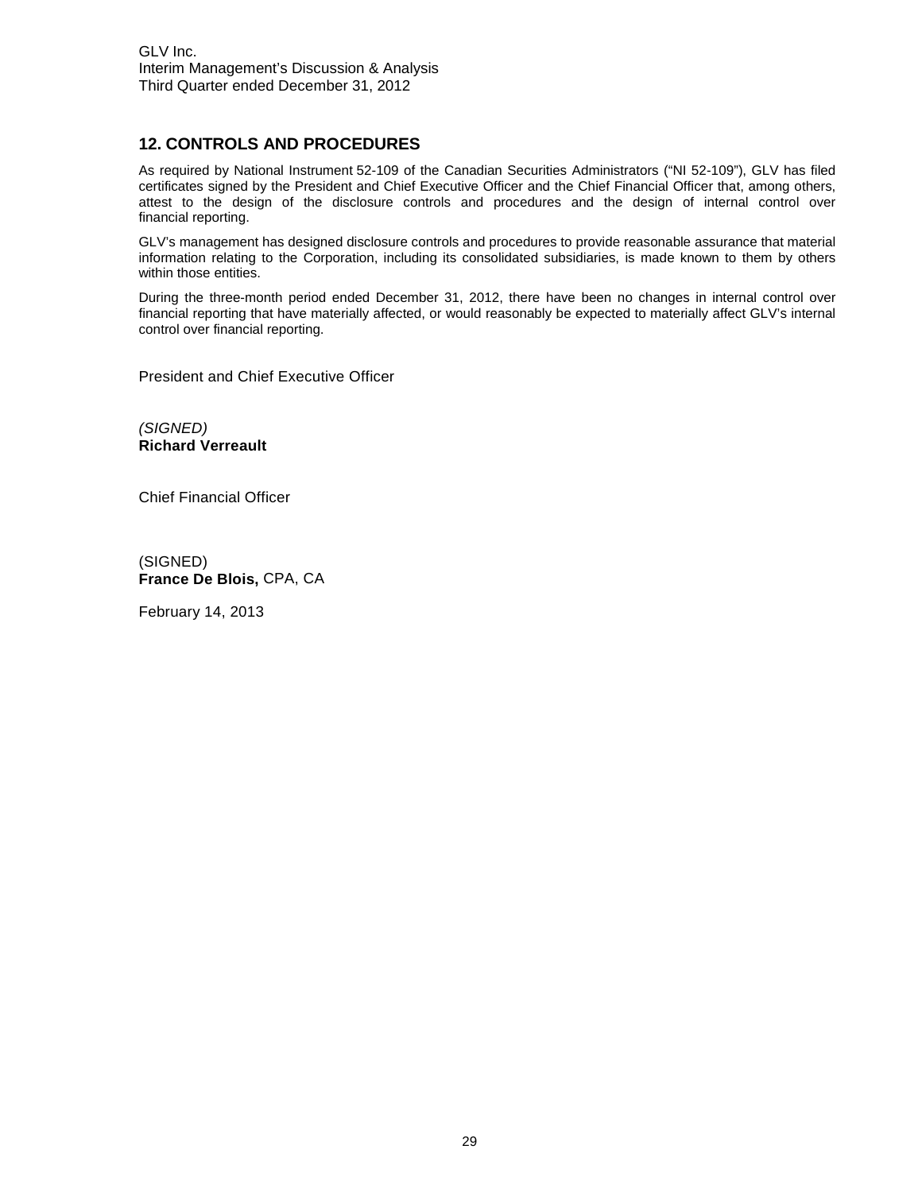## 12. CONTROLS AND PROCEDURES

As required by National Instrument 52-109 of the Canadian Securities Administrators ("NI 52-109"), GLV has filed certificates signed by the President and Chief Executive Officer and the Chief Financial Officer that, among others, attest to the design of the disclosure controls and procedures and the design of internal control over financial reporting.

GLV's management has designed disclosure controls and procedures to provide reasonable assurance that material information relating to the Corporation, including its consolidated subsidiaries, is made known to them by others within those entities.

During the three-month period ended December 31, 2012, there have been no changes in internal control over financial reporting that have materially affected, or would reasonably be expected to materially affect GLV's internal control over financial reporting.

President and Chief Executive Officer

*(SIGNED)*
**Richard Verreault**

Chief Financial Officer

(SIGNED)
**France De Blois,** CPA, CA

February 14, 2013